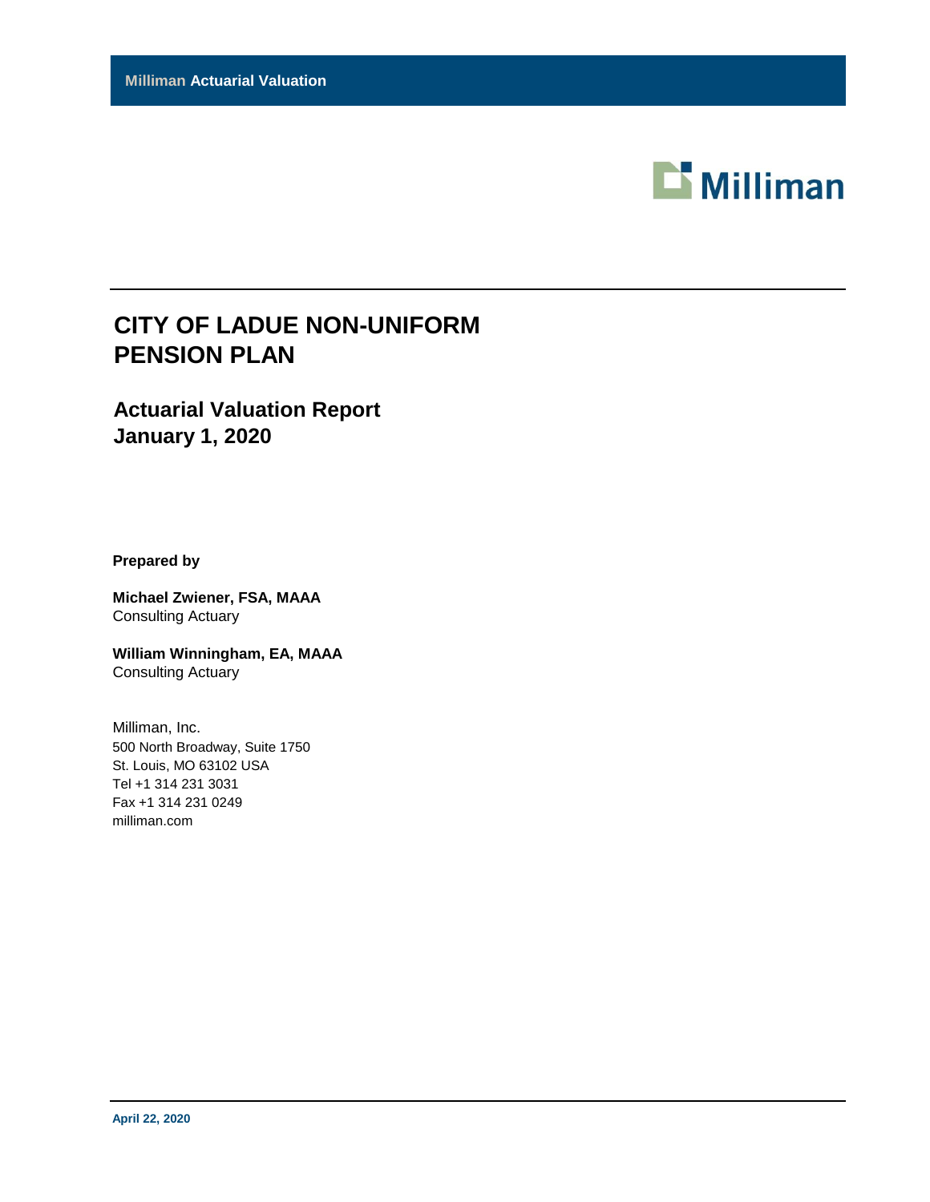Milliman Actuarial Valuation

Milliman

# CITY OF LADUE NON-UNIFORM PENSION PLAN

## Actuarial Valuation Report
## January 1, 2020

**Prepared by**

**Michael Zwiener, FSA, MAAA**
Consulting Actuary

**William Winningham, EA, MAAA**
Consulting Actuary

Milliman, Inc.
500 North Broadway, Suite 1750
St. Louis, MO 63102 USA
Tel +1 314 231 3031
Fax +1 314 231 0249
milliman.com

**April 22, 2020**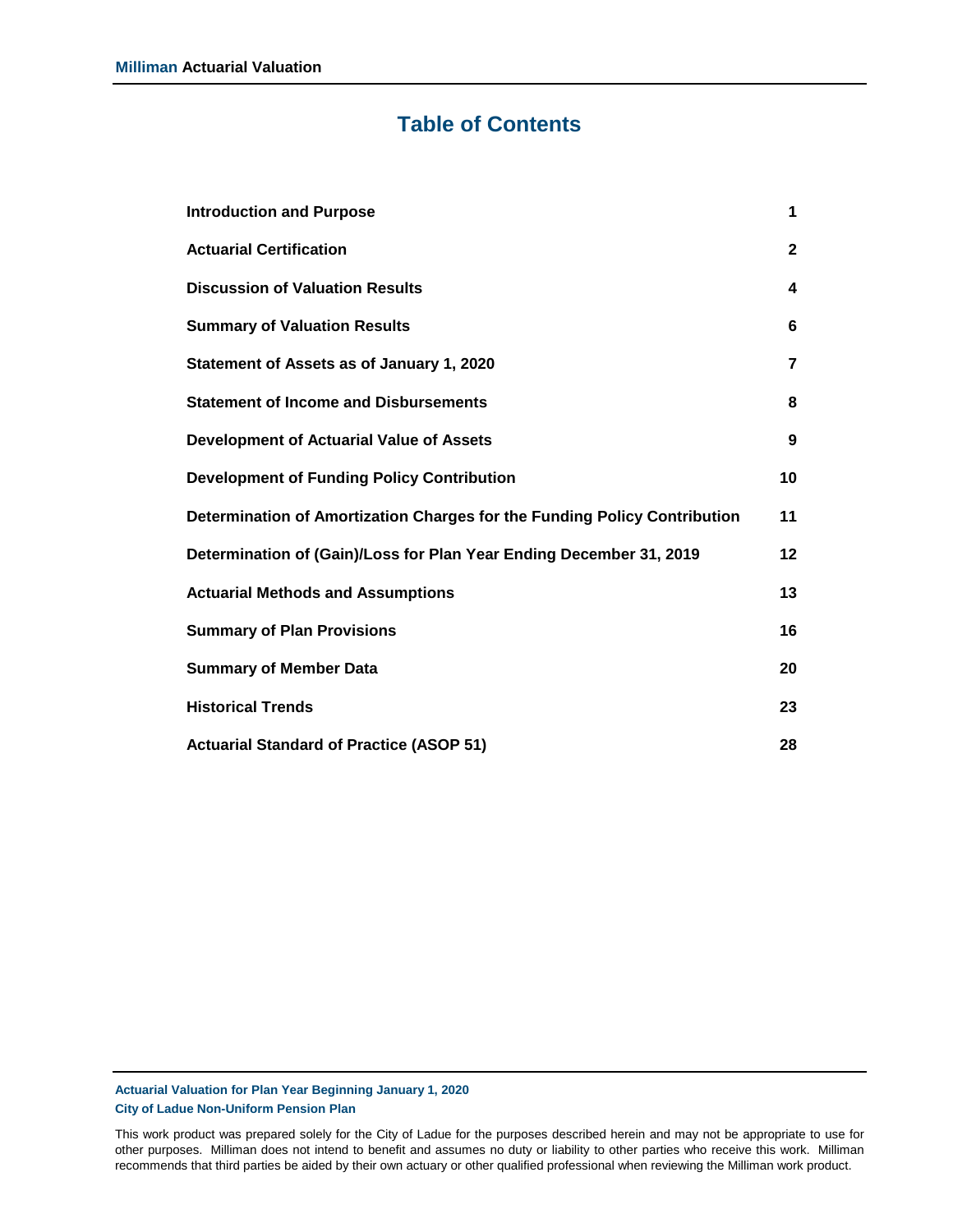# Table of Contents

| | |
|---|---|
| **Introduction and Purpose** | **1** |
| **Actuarial Certification** | **2** |
| **Discussion of Valuation Results** | **4** |
| **Summary of Valuation Results** | **6** |
| **Statement of Assets as of January 1, 2020** | **7** |
| **Statement of Income and Disbursements** | **8** |
| **Development of Actuarial Value of Assets** | **9** |
| **Development of Funding Policy Contribution** | **10** |
| **Determination of Amortization Charges for the Funding Policy Contribution** | **11** |
| **Determination of (Gain)/Loss for Plan Year Ending December 31, 2019** | **12** |
| **Actuarial Methods and Assumptions** | **13** |
| **Summary of Plan Provisions** | **16** |
| **Summary of Member Data** | **20** |
| **Historical Trends** | **23** |
| **Actuarial Standard of Practice (ASOP 51)** | **28** |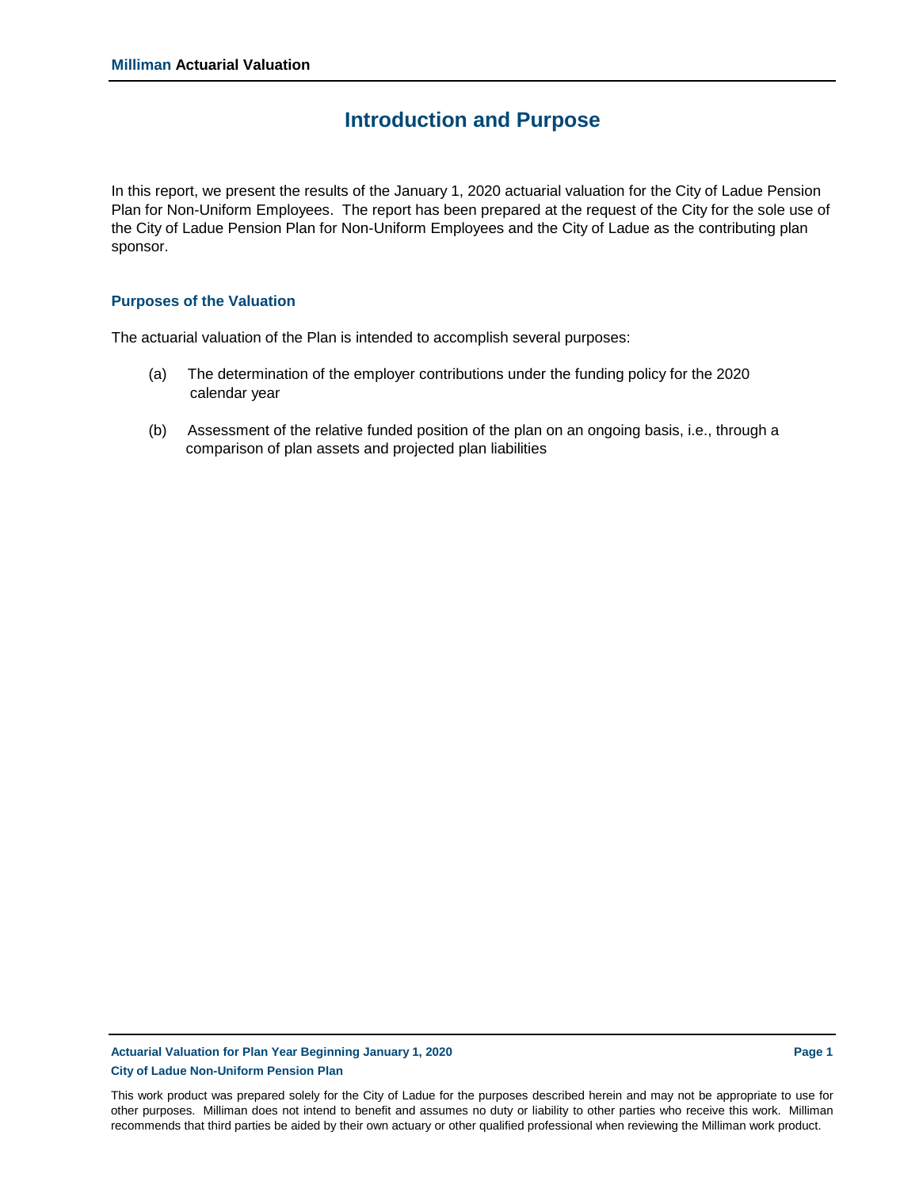# Introduction and Purpose

In this report, we present the results of the January 1, 2020 actuarial valuation for the City of Ladue Pension Plan for Non-Uniform Employees. The report has been prepared at the request of the City for the sole use of the City of Ladue Pension Plan for Non-Uniform Employees and the City of Ladue as the contributing plan sponsor.

## Purposes of the Valuation

The actuarial valuation of the Plan is intended to accomplish several purposes:

(a) The determination of the employer contributions under the funding policy for the 2020 calendar year

(b) Assessment of the relative funded position of the plan on an ongoing basis, i.e., through a comparison of plan assets and projected plan liabilities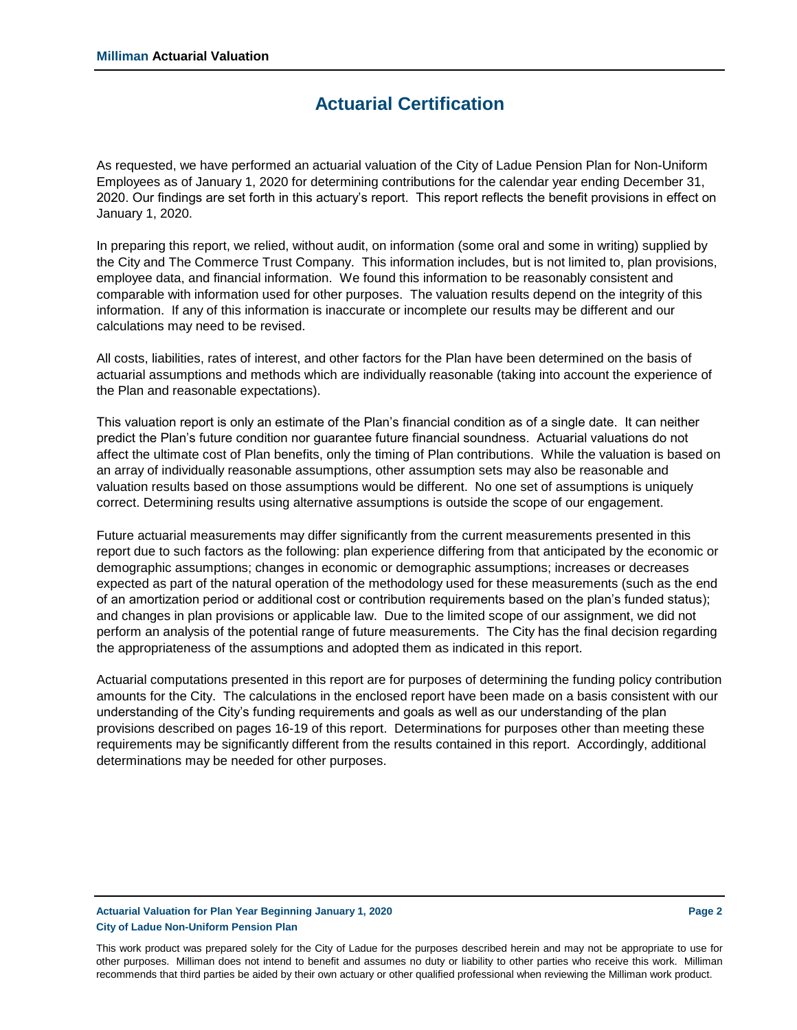# Actuarial Certification

As requested, we have performed an actuarial valuation of the City of Ladue Pension Plan for Non-Uniform Employees as of January 1, 2020 for determining contributions for the calendar year ending December 31, 2020. Our findings are set forth in this actuary's report. This report reflects the benefit provisions in effect on January 1, 2020.

In preparing this report, we relied, without audit, on information (some oral and some in writing) supplied by the City and The Commerce Trust Company. This information includes, but is not limited to, plan provisions, employee data, and financial information. We found this information to be reasonably consistent and comparable with information used for other purposes. The valuation results depend on the integrity of this information. If any of this information is inaccurate or incomplete our results may be different and our calculations may need to be revised.

All costs, liabilities, rates of interest, and other factors for the Plan have been determined on the basis of actuarial assumptions and methods which are individually reasonable (taking into account the experience of the Plan and reasonable expectations).

This valuation report is only an estimate of the Plan's financial condition as of a single date. It can neither predict the Plan's future condition nor guarantee future financial soundness. Actuarial valuations do not affect the ultimate cost of Plan benefits, only the timing of Plan contributions. While the valuation is based on an array of individually reasonable assumptions, other assumption sets may also be reasonable and valuation results based on those assumptions would be different. No one set of assumptions is uniquely correct. Determining results using alternative assumptions is outside the scope of our engagement.

Future actuarial measurements may differ significantly from the current measurements presented in this report due to such factors as the following: plan experience differing from that anticipated by the economic or demographic assumptions; changes in economic or demographic assumptions; increases or decreases expected as part of the natural operation of the methodology used for these measurements (such as the end of an amortization period or additional cost or contribution requirements based on the plan's funded status); and changes in plan provisions or applicable law. Due to the limited scope of our assignment, we did not perform an analysis of the potential range of future measurements. The City has the final decision regarding the appropriateness of the assumptions and adopted them as indicated in this report.

Actuarial computations presented in this report are for purposes of determining the funding policy contribution amounts for the City. The calculations in the enclosed report have been made on a basis consistent with our understanding of the City's funding requirements and goals as well as our understanding of the plan provisions described on pages 16-19 of this report. Determinations for purposes other than meeting these requirements may be significantly different from the results contained in this report. Accordingly, additional determinations may be needed for other purposes.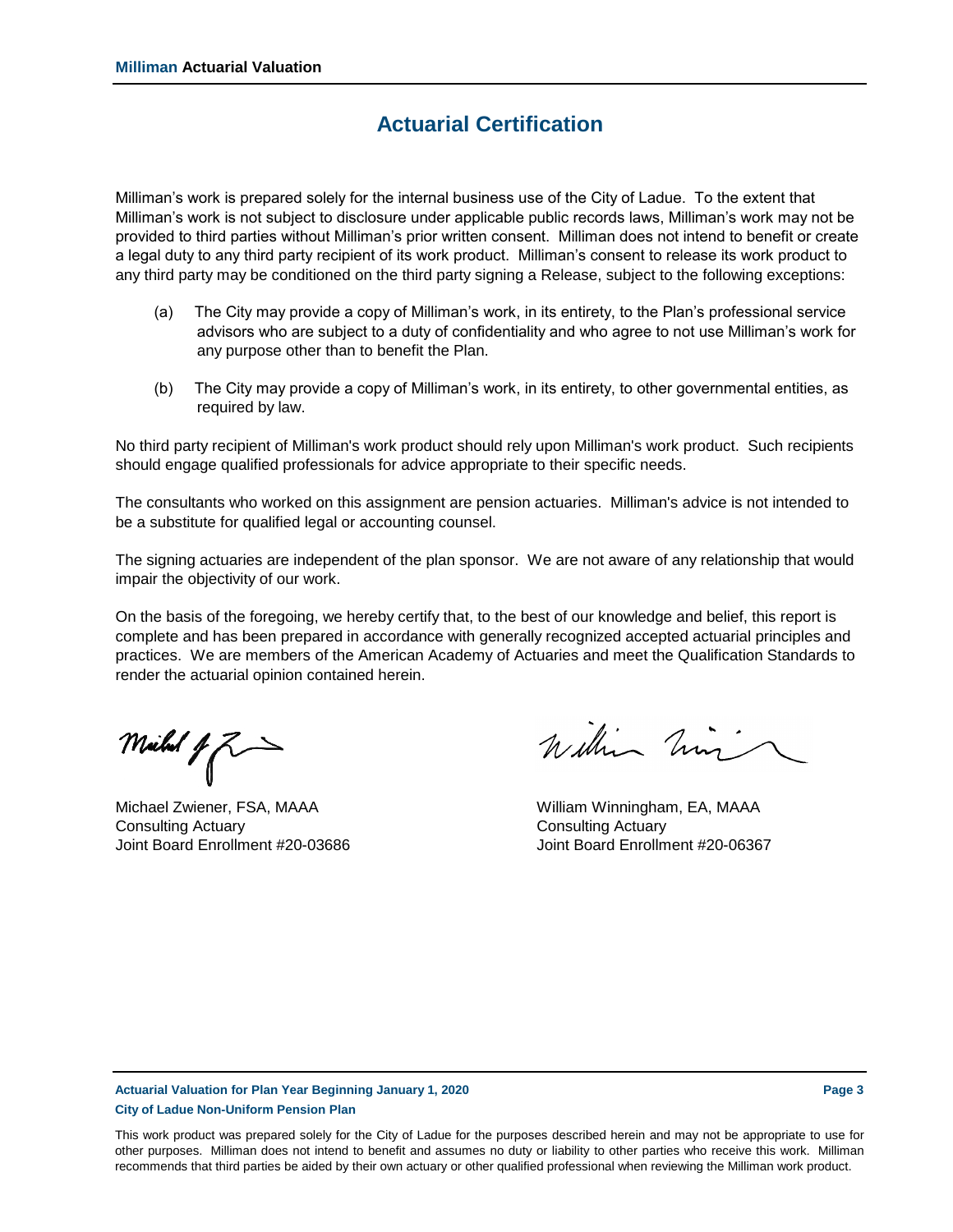# Actuarial Certification

Milliman's work is prepared solely for the internal business use of the City of Ladue. To the extent that Milliman's work is not subject to disclosure under applicable public records laws, Milliman's work may not be provided to third parties without Milliman's prior written consent. Milliman does not intend to benefit or create a legal duty to any third party recipient of its work product. Milliman's consent to release its work product to any third party may be conditioned on the third party signing a Release, subject to the following exceptions:

(a) The City may provide a copy of Milliman's work, in its entirety, to the Plan's professional service advisors who are subject to a duty of confidentiality and who agree to not use Milliman's work for any purpose other than to benefit the Plan.

(b) The City may provide a copy of Milliman's work, in its entirety, to other governmental entities, as required by law.

No third party recipient of Milliman's work product should rely upon Milliman's work product. Such recipients should engage qualified professionals for advice appropriate to their specific needs.

The consultants who worked on this assignment are pension actuaries. Milliman's advice is not intended to be a substitute for qualified legal or accounting counsel.

The signing actuaries are independent of the plan sponsor. We are not aware of any relationship that would impair the objectivity of our work.

On the basis of the foregoing, we hereby certify that, to the best of our knowledge and belief, this report is complete and has been prepared in accordance with generally recognized accepted actuarial principles and practices. We are members of the American Academy of Actuaries and meet the Qualification Standards to render the actuarial opinion contained herein.

Michael Zwiener, FSA, MAAA
Consulting Actuary
Joint Board Enrollment #20-03686

William Winningham, EA, MAAA
Consulting Actuary
Joint Board Enrollment #20-06367

This work product was prepared solely for the City of Ladue for the purposes described herein and may not be appropriate to use for other purposes. Milliman does not intend to benefit and assumes no duty or liability to other parties who receive this work. Milliman recommends that third parties be aided by their own actuary or other qualified professional when reviewing the Milliman work product.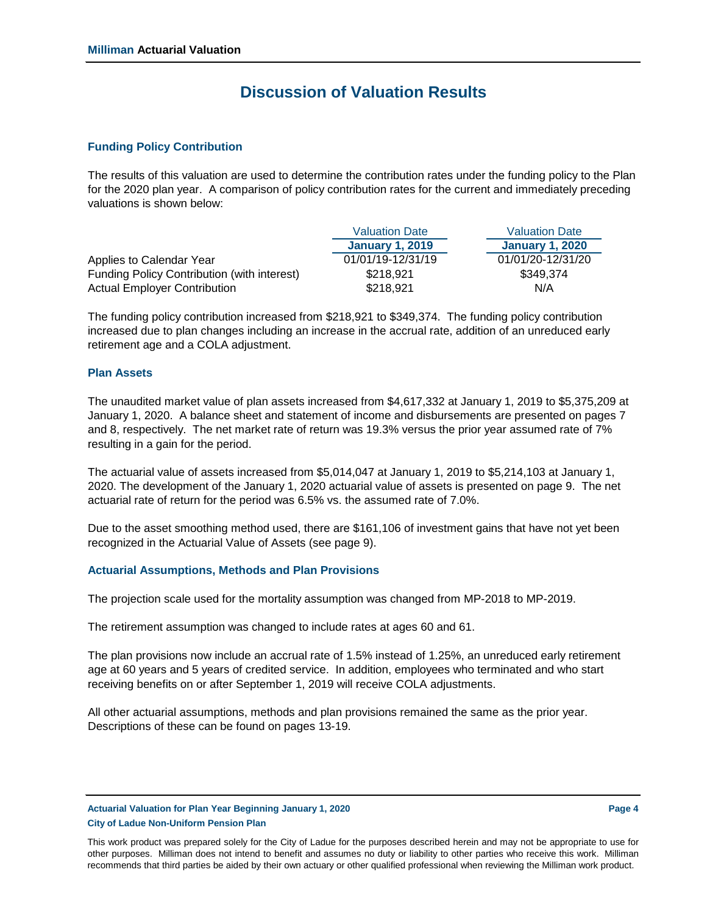# Discussion of Valuation Results

### Funding Policy Contribution

The results of this valuation are used to determine the contribution rates under the funding policy to the Plan for the 2020 plan year. A comparison of policy contribution rates for the current and immediately preceding valuations is shown below:

| | Valuation Date **January 1, 2019** | Valuation Date **January 1, 2020** |
|---|---|---|
| Applies to Calendar Year | 01/01/19-12/31/19 | 01/01/20-12/31/20 |
| Funding Policy Contribution (with interest) | $218,921 | $349,374 |
| Actual Employer Contribution | $218,921 | N/A |

The funding policy contribution increased from $218,921 to $349,374. The funding policy contribution increased due to plan changes including an increase in the accrual rate, addition of an unreduced early retirement age and a COLA adjustment.

### Plan Assets

The unaudited market value of plan assets increased from $4,617,332 at January 1, 2019 to $5,375,209 at January 1, 2020. A balance sheet and statement of income and disbursements are presented on pages 7 and 8, respectively. The net market rate of return was 19.3% versus the prior year assumed rate of 7% resulting in a gain for the period.

The actuarial value of assets increased from $5,014,047 at January 1, 2019 to $5,214,103 at January 1, 2020. The development of the January 1, 2020 actuarial value of assets is presented on page 9. The net actuarial rate of return for the period was 6.5% vs. the assumed rate of 7.0%.

Due to the asset smoothing method used, there are $161,106 of investment gains that have not yet been recognized in the Actuarial Value of Assets (see page 9).

### Actuarial Assumptions, Methods and Plan Provisions

The projection scale used for the mortality assumption was changed from MP-2018 to MP-2019.

The retirement assumption was changed to include rates at ages 60 and 61.

The plan provisions now include an accrual rate of 1.5% instead of 1.25%, an unreduced early retirement age at 60 years and 5 years of credited service. In addition, employees who terminated and who start receiving benefits on or after September 1, 2019 will receive COLA adjustments.

All other actuarial assumptions, methods and plan provisions remained the same as the prior year. Descriptions of these can be found on pages 13-19.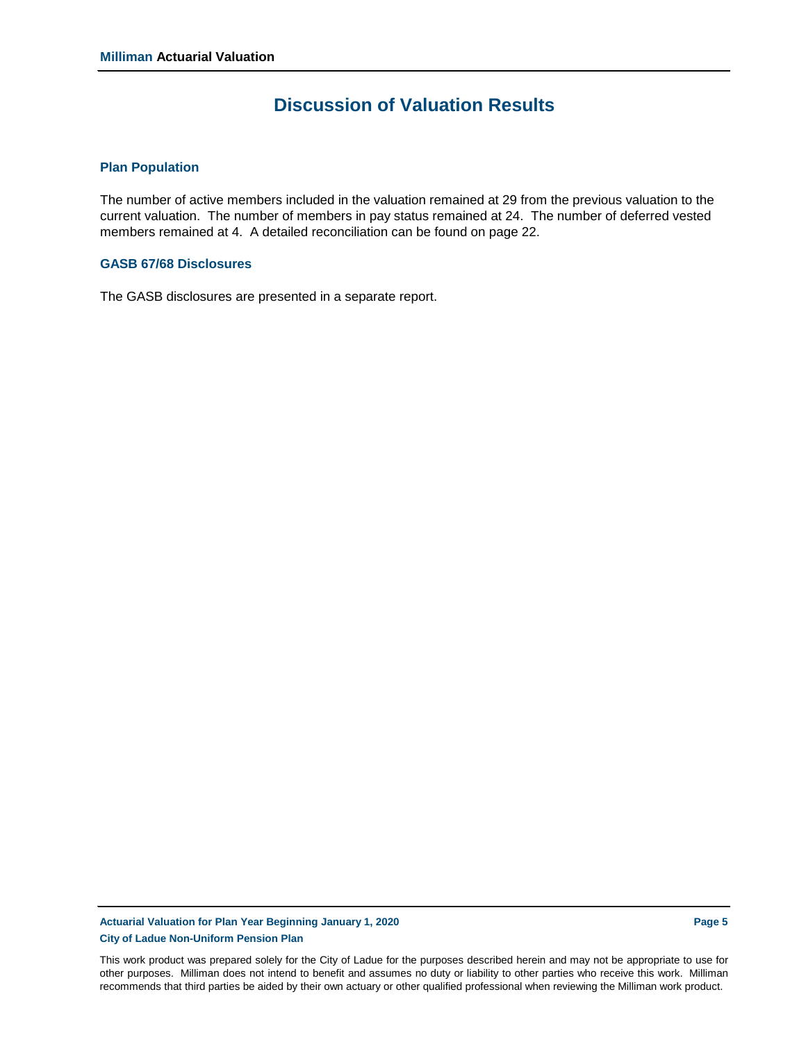# Discussion of Valuation Results

## Plan Population

The number of active members included in the valuation remained at 29 from the previous valuation to the current valuation. The number of members in pay status remained at 24. The number of deferred vested members remained at 4. A detailed reconciliation can be found on page 22.

## GASB 67/68 Disclosures

The GASB disclosures are presented in a separate report.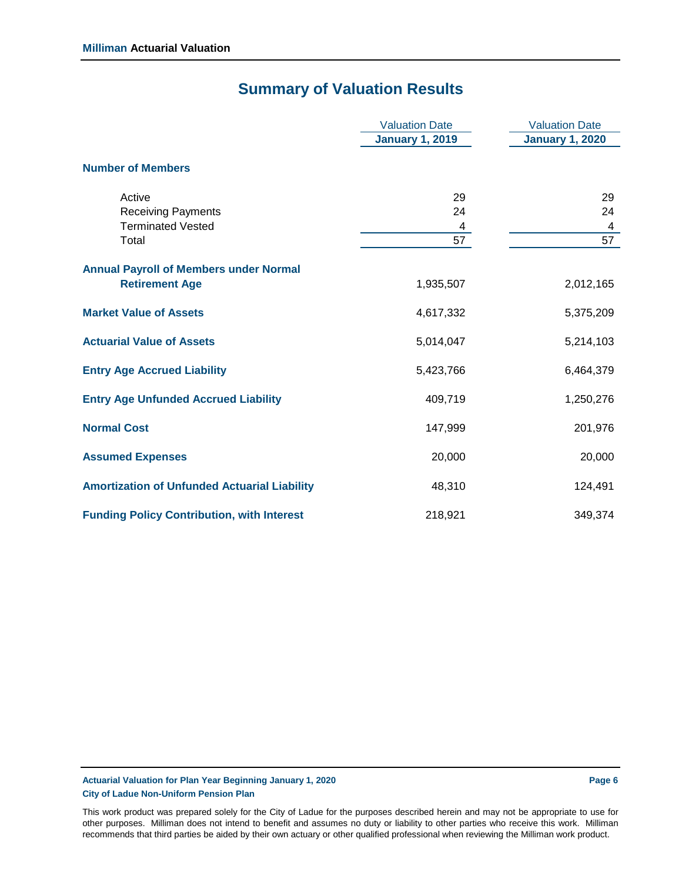## Summary of Valuation Results

| | Valuation Date January 1, 2019 | Valuation Date January 1, 2020 |
|---|---|---|
| **Number of Members** | | |
| Active | 29 | 29 |
| Receiving Payments | 24 | 24 |
| Terminated Vested | 4 | 4 |
| Total | 57 | 57 |
| **Annual Payroll of Members under Normal Retirement Age** | 1,935,507 | 2,012,165 |
| **Market Value of Assets** | 4,617,332 | 5,375,209 |
| **Actuarial Value of Assets** | 5,014,047 | 5,214,103 |
| **Entry Age Accrued Liability** | 5,423,766 | 6,464,379 |
| **Entry Age Unfunded Accrued Liability** | 409,719 | 1,250,276 |
| **Normal Cost** | 147,999 | 201,976 |
| **Assumed Expenses** | 20,000 | 20,000 |
| **Amortization of Unfunded Actuarial Liability** | 48,310 | 124,491 |
| **Funding Policy Contribution, with Interest** | 218,921 | 349,374 |

This work product was prepared solely for the City of Ladue for the purposes described herein and may not be appropriate to use for other purposes. Milliman does not intend to benefit and assumes no duty or liability to other parties who receive this work. Milliman recommends that third parties be aided by their own actuary or other qualified professional when reviewing the Milliman work product.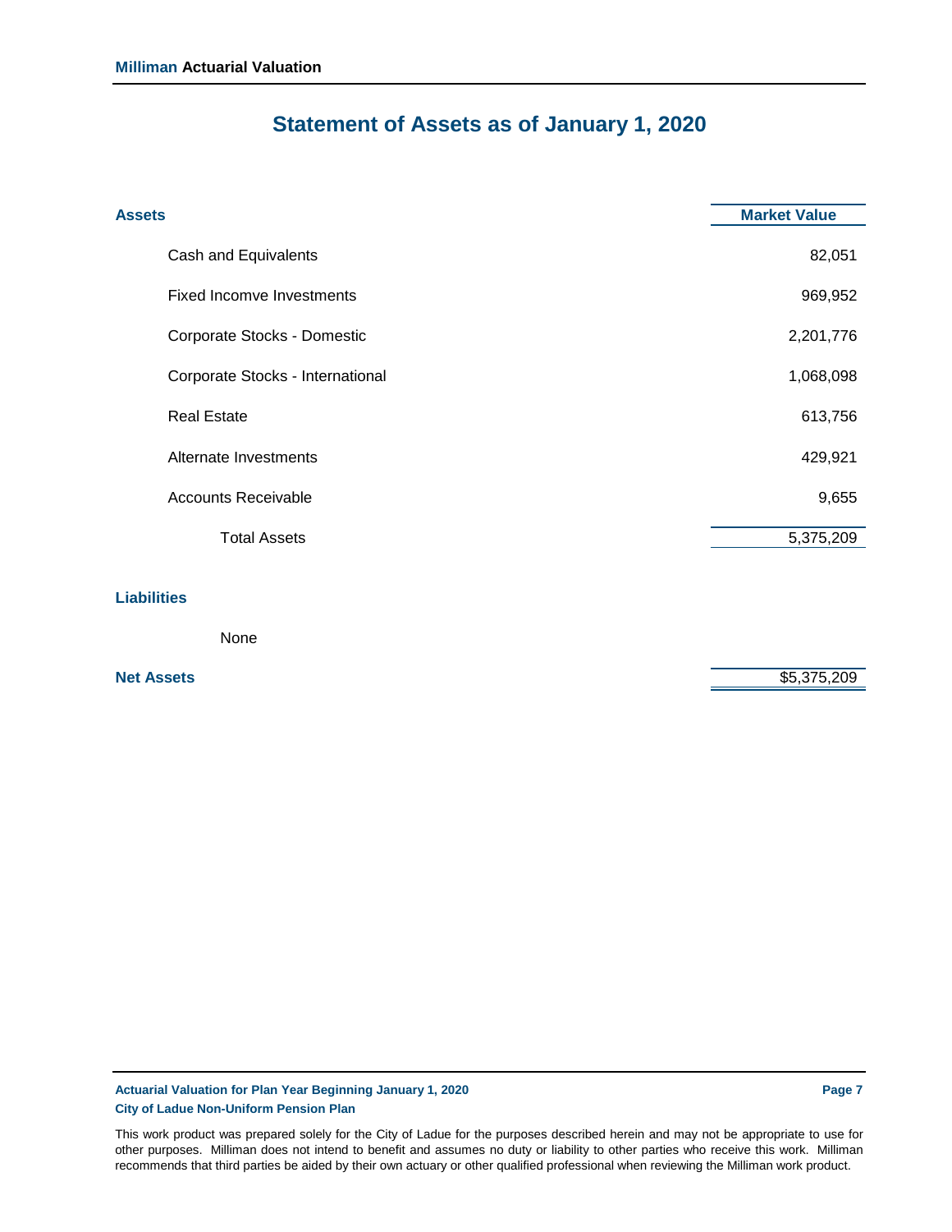# Statement of Assets as of January 1, 2020

| Assets | Market Value |
|---|---|
| Cash and Equivalents | 82,051 |
| Fixed Incomve Investments | 969,952 |
| Corporate Stocks - Domestic | 2,201,776 |
| Corporate Stocks - International | 1,068,098 |
| Real Estate | 613,756 |
| Alternate Investments | 429,921 |
| Accounts Receivable | 9,655 |
| Total Assets | 5,375,209 |
| **Liabilities** | |
| None | |
| **Net Assets** | $5,375,209 |

This work product was prepared solely for the City of Ladue for the purposes described herein and may not be appropriate to use for other purposes. Milliman does not intend to benefit and assumes no duty or liability to other parties who receive this work. Milliman recommends that third parties be aided by their own actuary or other qualified professional when reviewing the Milliman work product.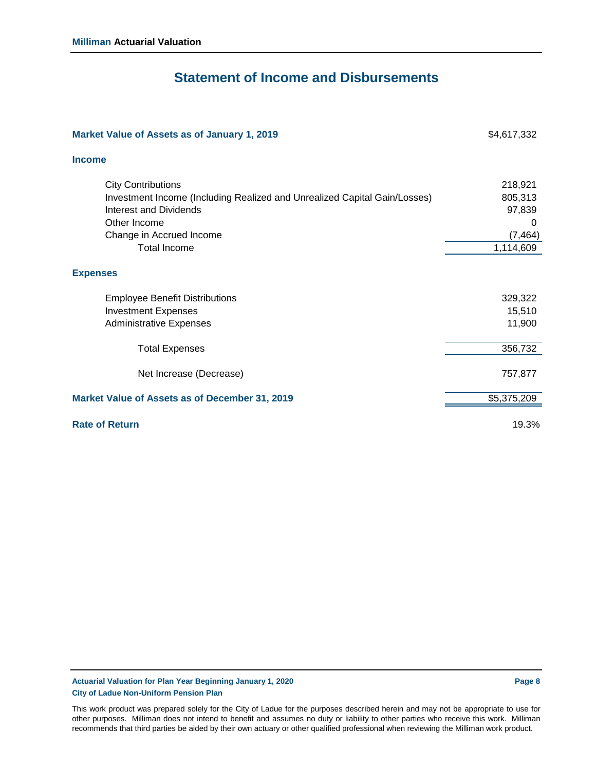## Statement of Income and Disbursements

| | |
|---|---|
| **Market Value of Assets as of January 1, 2019** | $4,617,332 |
| **Income** | |
| City Contributions | 218,921 |
| Investment Income (Including Realized and Unrealized Capital Gain/Losses) | 805,313 |
| Interest and Dividends | 97,839 |
| Other Income | 0 |
| Change in Accrued Income | (7,464) |
| Total Income | 1,114,609 |
| **Expenses** | |
| Employee Benefit Distributions | 329,322 |
| Investment Expenses | 15,510 |
| Administrative Expenses | 11,900 |
| Total Expenses | 356,732 |
| Net Increase (Decrease) | 757,877 |
| **Market Value of Assets as of December 31, 2019** | $5,375,209 |
| **Rate of Return** | 19.3% |

This work product was prepared solely for the City of Ladue for the purposes described herein and may not be appropriate to use for other purposes. Milliman does not intend to benefit and assumes no duty or liability to other parties who receive this work. Milliman recommends that third parties be aided by their own actuary or other qualified professional when reviewing the Milliman work product.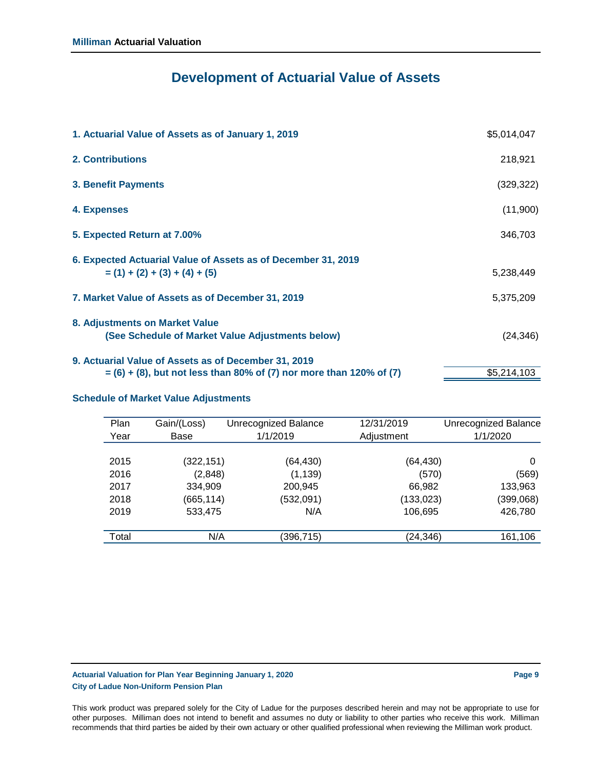# Development of Actuarial Value of Assets

| | |
|---|---|
| **1. Actuarial Value of Assets as of January 1, 2019** | $5,014,047 |
| **2. Contributions** | 218,921 |
| **3. Benefit Payments** | (329,322) |
| **4. Expenses** | (11,900) |
| **5. Expected Return at 7.00%** | 346,703 |
| **6. Expected Actuarial Value of Assets as of December 31, 2019 = (1) + (2) + (3) + (4) + (5)** | 5,238,449 |
| **7. Market Value of Assets as of December 31, 2019** | 5,375,209 |
| **8. Adjustments on Market Value (See Schedule of Market Value Adjustments below)** | (24,346) |
| **9. Actuarial Value of Assets as of December 31, 2019 = (6) + (8), but not less than 80% of (7) nor more than 120% of (7)** | $5,214,103 |

### Schedule of Market Value Adjustments

| Plan Year | Gain/(Loss) Base | Unrecognized Balance 1/1/2019 | 12/31/2019 Adjustment | Unrecognized Balance 1/1/2020 |
|---|---|---|---|---|
| 2015 | (322,151) | (64,430) | (64,430) | 0 |
| 2016 | (2,848) | (1,139) | (570) | (569) |
| 2017 | 334,909 | 200,945 | 66,982 | 133,963 |
| 2018 | (665,114) | (532,091) | (133,023) | (399,068) |
| 2019 | 533,475 | N/A | 106,695 | 426,780 |
| Total | N/A | (396,715) | (24,346) | 161,106 |

This work product was prepared solely for the City of Ladue for the purposes described herein and may not be appropriate to use for other purposes. Milliman does not intend to benefit and assumes no duty or liability to other parties who receive this work. Milliman recommends that third parties be aided by their own actuary or other qualified professional when reviewing the Milliman work product.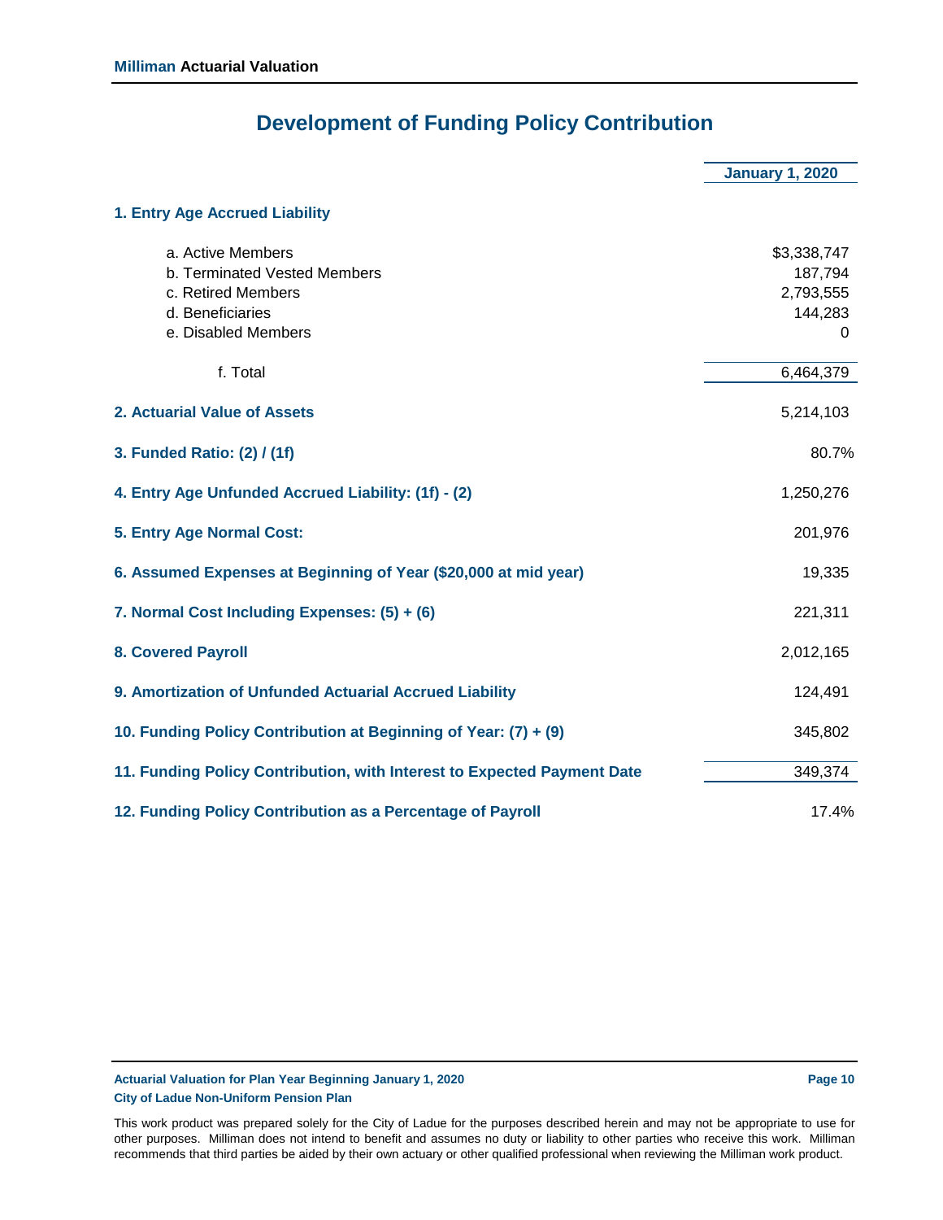# Development of Funding Policy Contribution

| | January 1, 2020 |
|---|---|
| **1. Entry Age Accrued Liability** | |
| a. Active Members | $3,338,747 |
| b. Terminated Vested Members | 187,794 |
| c. Retired Members | 2,793,555 |
| d. Beneficiaries | 144,283 |
| e. Disabled Members | 0 |
| f. Total | 6,464,379 |
| **2. Actuarial Value of Assets** | 5,214,103 |
| **3. Funded Ratio: (2) / (1f)** | 80.7% |
| **4. Entry Age Unfunded Accrued Liability: (1f) - (2)** | 1,250,276 |
| **5. Entry Age Normal Cost:** | 201,976 |
| **6. Assumed Expenses at Beginning of Year ($20,000 at mid year)** | 19,335 |
| **7. Normal Cost Including Expenses: (5) + (6)** | 221,311 |
| **8. Covered Payroll** | 2,012,165 |
| **9. Amortization of Unfunded Actuarial Accrued Liability** | 124,491 |
| **10. Funding Policy Contribution at Beginning of Year: (7) + (9)** | 345,802 |
| **11. Funding Policy Contribution, with Interest to Expected Payment Date** | 349,374 |
| **12. Funding Policy Contribution as a Percentage of Payroll** | 17.4% |

This work product was prepared solely for the City of Ladue for the purposes described herein and may not be appropriate to use for other purposes. Milliman does not intend to benefit and assumes no duty or liability to other parties who receive this work. Milliman recommends that third parties be aided by their own actuary or other qualified professional when reviewing the Milliman work product.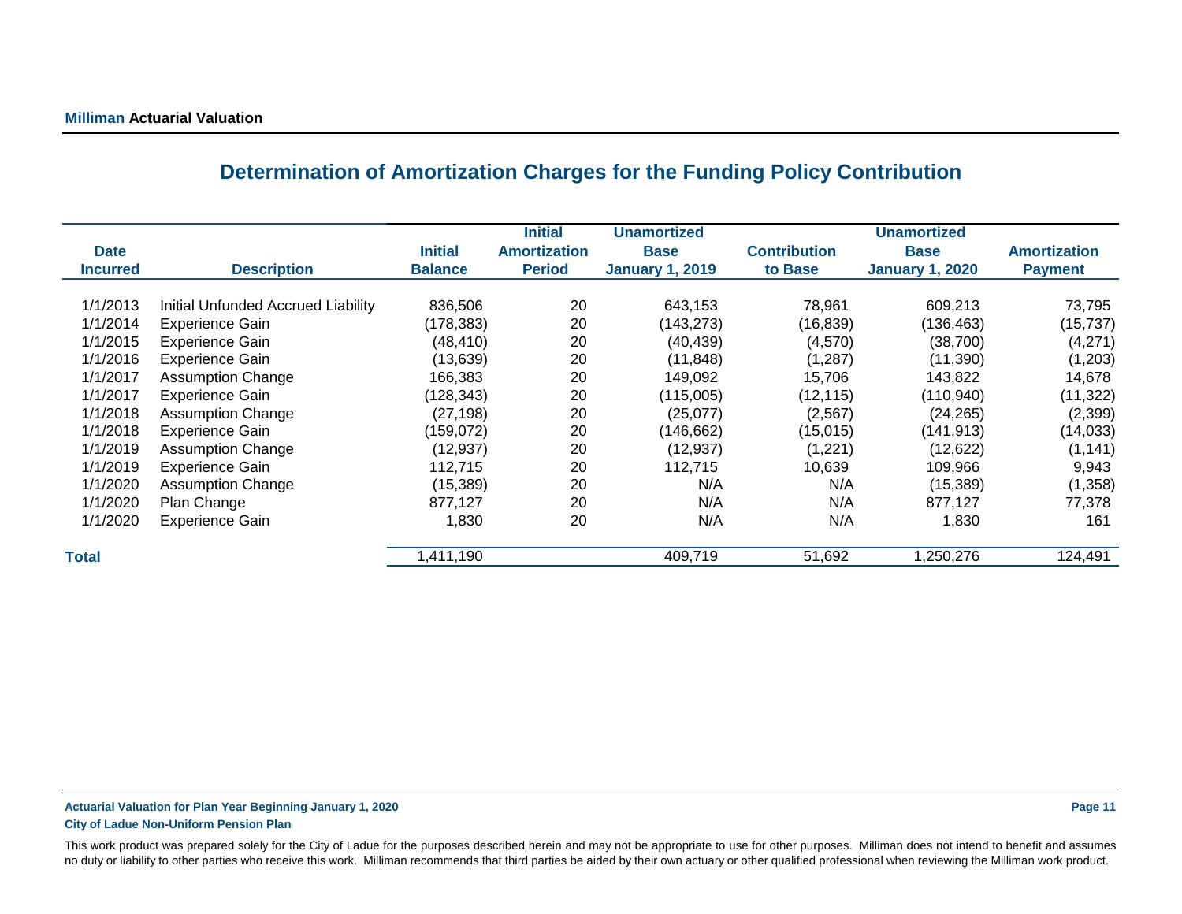## Determination of Amortization Charges for the Funding Policy Contribution

| Date Incurred | Description | Initial Balance | Initial Amortization Period | Unamortized Base January 1, 2019 | Contribution to Base | Unamortized Base January 1, 2020 | Amortization Payment |
|---|---|---|---|---|---|---|---|
| 1/1/2013 | Initial Unfunded Accrued Liability | 836,506 | 20 | 643,153 | 78,961 | 609,213 | 73,795 |
| 1/1/2014 | Experience Gain | (178,383) | 20 | (143,273) | (16,839) | (136,463) | (15,737) |
| 1/1/2015 | Experience Gain | (48,410) | 20 | (40,439) | (4,570) | (38,700) | (4,271) |
| 1/1/2016 | Experience Gain | (13,639) | 20 | (11,848) | (1,287) | (11,390) | (1,203) |
| 1/1/2017 | Assumption Change | 166,383 | 20 | 149,092 | 15,706 | 143,822 | 14,678 |
| 1/1/2017 | Experience Gain | (128,343) | 20 | (115,005) | (12,115) | (110,940) | (11,322) |
| 1/1/2018 | Assumption Change | (27,198) | 20 | (25,077) | (2,567) | (24,265) | (2,399) |
| 1/1/2018 | Experience Gain | (159,072) | 20 | (146,662) | (15,015) | (141,913) | (14,033) |
| 1/1/2019 | Assumption Change | (12,937) | 20 | (12,937) | (1,221) | (12,622) | (1,141) |
| 1/1/2019 | Experience Gain | 112,715 | 20 | 112,715 | 10,639 | 109,966 | 9,943 |
| 1/1/2020 | Assumption Change | (15,389) | 20 | N/A | N/A | (15,389) | (1,358) |
| 1/1/2020 | Plan Change | 877,127 | 20 | N/A | N/A | 877,127 | 77,378 |
| 1/1/2020 | Experience Gain | 1,830 | 20 | N/A | N/A | 1,830 | 161 |
| **Total** | | 1,411,190 | | 409,719 | 51,692 | 1,250,276 | 124,491 |

This work product was prepared solely for the City of Ladue for the purposes described herein and may not be appropriate to use for other purposes. Milliman does not intend to benefit and assumes no duty or liability to other parties who receive this work. Milliman recommends that third parties be aided by their own actuary or other qualified professional when reviewing the Milliman work product.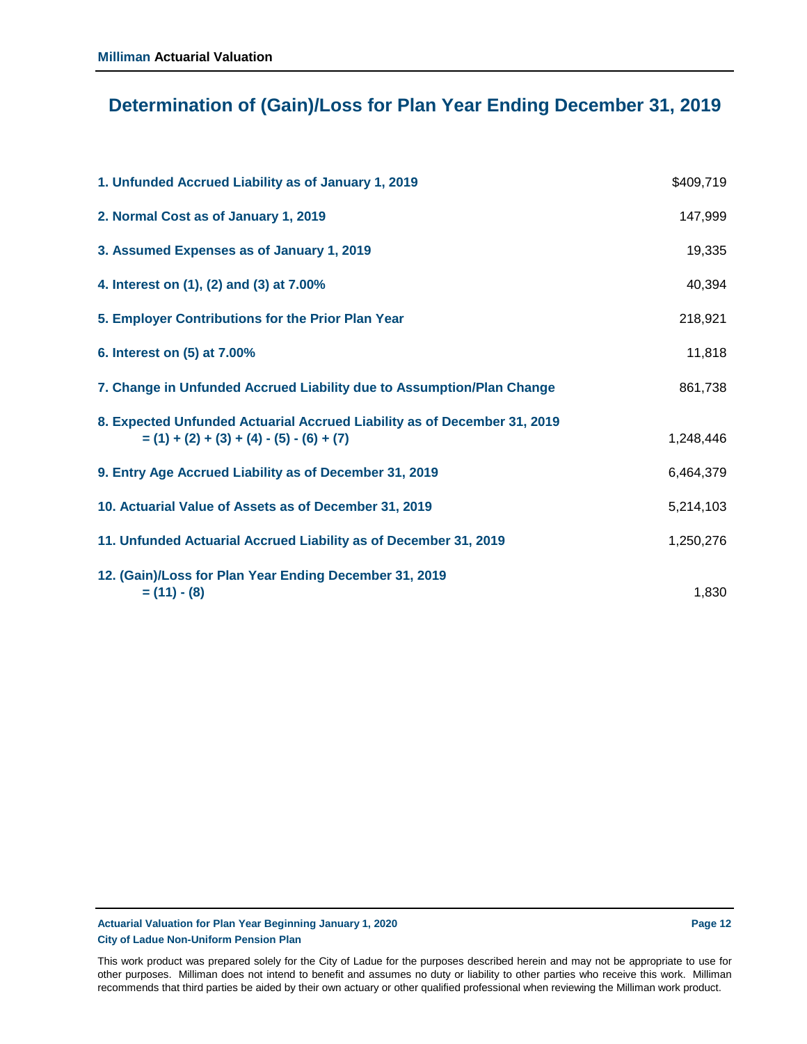# Determination of (Gain)/Loss for Plan Year Ending December 31, 2019

| Item | Amount |
|---|---|
| **1. Unfunded Accrued Liability as of January 1, 2019** | $409,719 |
| **2. Normal Cost as of January 1, 2019** | 147,999 |
| **3. Assumed Expenses as of January 1, 2019** | 19,335 |
| **4. Interest on (1), (2) and (3) at 7.00%** | 40,394 |
| **5. Employer Contributions for the Prior Plan Year** | 218,921 |
| **6. Interest on (5) at 7.00%** | 11,818 |
| **7. Change in Unfunded Accrued Liability due to Assumption/Plan Change** | 861,738 |
| **8. Expected Unfunded Actuarial Accrued Liability as of December 31, 2019 = (1) + (2) + (3) + (4) - (5) - (6) + (7)** | 1,248,446 |
| **9. Entry Age Accrued Liability as of December 31, 2019** | 6,464,379 |
| **10. Actuarial Value of Assets as of December 31, 2019** | 5,214,103 |
| **11. Unfunded Actuarial Accrued Liability as of December 31, 2019** | 1,250,276 |
| **12. (Gain)/Loss for Plan Year Ending December 31, 2019 = (11) - (8)** | 1,830 |

This work product was prepared solely for the City of Ladue for the purposes described herein and may not be appropriate to use for other purposes. Milliman does not intend to benefit and assumes no duty or liability to other parties who receive this work. Milliman recommends that third parties be aided by their own actuary or other qualified professional when reviewing the Milliman work product.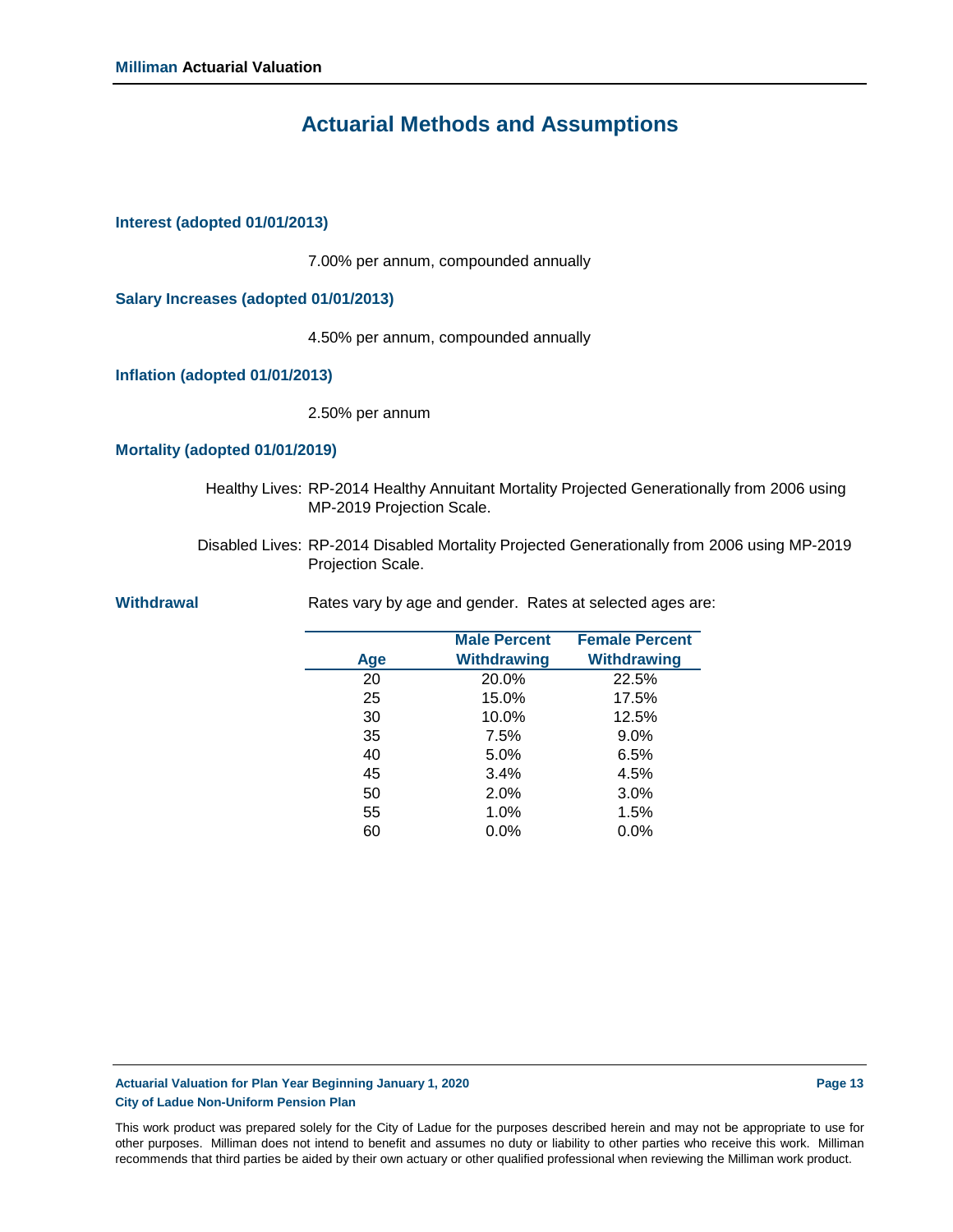# Actuarial Methods and Assumptions

### Interest (adopted 01/01/2013)

7.00% per annum, compounded annually

### Salary Increases (adopted 01/01/2013)

4.50% per annum, compounded annually

### Inflation (adopted 01/01/2013)

2.50% per annum

### Mortality (adopted 01/01/2019)

Healthy Lives: RP-2014 Healthy Annuitant Mortality Projected Generationally from 2006 using MP-2019 Projection Scale.

Disabled Lives: RP-2014 Disabled Mortality Projected Generationally from 2006 using MP-2019 Projection Scale.

### Withdrawal

Rates vary by age and gender. Rates at selected ages are:

| Age | Male Percent Withdrawing | Female Percent Withdrawing |
|---|---|---|
| 20 | 20.0% | 22.5% |
| 25 | 15.0% | 17.5% |
| 30 | 10.0% | 12.5% |
| 35 | 7.5% | 9.0% |
| 40 | 5.0% | 6.5% |
| 45 | 3.4% | 4.5% |
| 50 | 2.0% | 3.0% |
| 55 | 1.0% | 1.5% |
| 60 | 0.0% | 0.0% |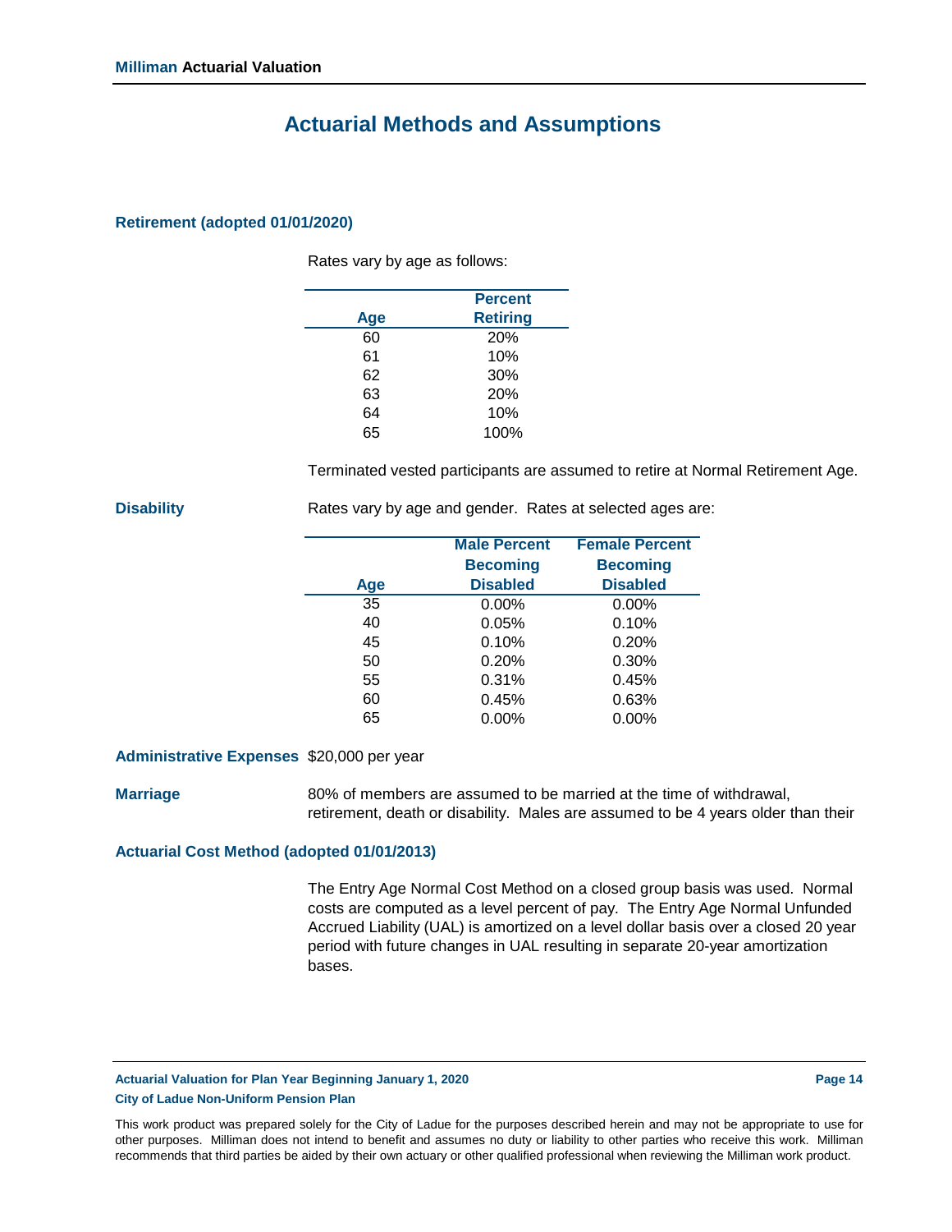# Actuarial Methods and Assumptions

**Retirement (adopted 01/01/2020)**

Rates vary by age as follows:

| Age | Percent Retiring |
|---|---|
| 60 | 20% |
| 61 | 10% |
| 62 | 30% |
| 63 | 20% |
| 64 | 10% |
| 65 | 100% |

Terminated vested participants are assumed to retire at Normal Retirement Age.

**Disability**

Rates vary by age and gender. Rates at selected ages are:

| Age | Male Percent Becoming Disabled | Female Percent Becoming Disabled |
|---|---|---|
| 35 | 0.00% | 0.00% |
| 40 | 0.05% | 0.10% |
| 45 | 0.10% | 0.20% |
| 50 | 0.20% | 0.30% |
| 55 | 0.31% | 0.45% |
| 60 | 0.45% | 0.63% |
| 65 | 0.00% | 0.00% |

**Administrative Expenses** $20,000 per year

**Marriage**

80% of members are assumed to be married at the time of withdrawal, retirement, death or disability. Males are assumed to be 4 years older than their

**Actuarial Cost Method (adopted 01/01/2013)**

The Entry Age Normal Cost Method on a closed group basis was used. Normal costs are computed as a level percent of pay. The Entry Age Normal Unfunded Accrued Liability (UAL) is amortized on a level dollar basis over a closed 20 year period with future changes in UAL resulting in separate 20-year amortization bases.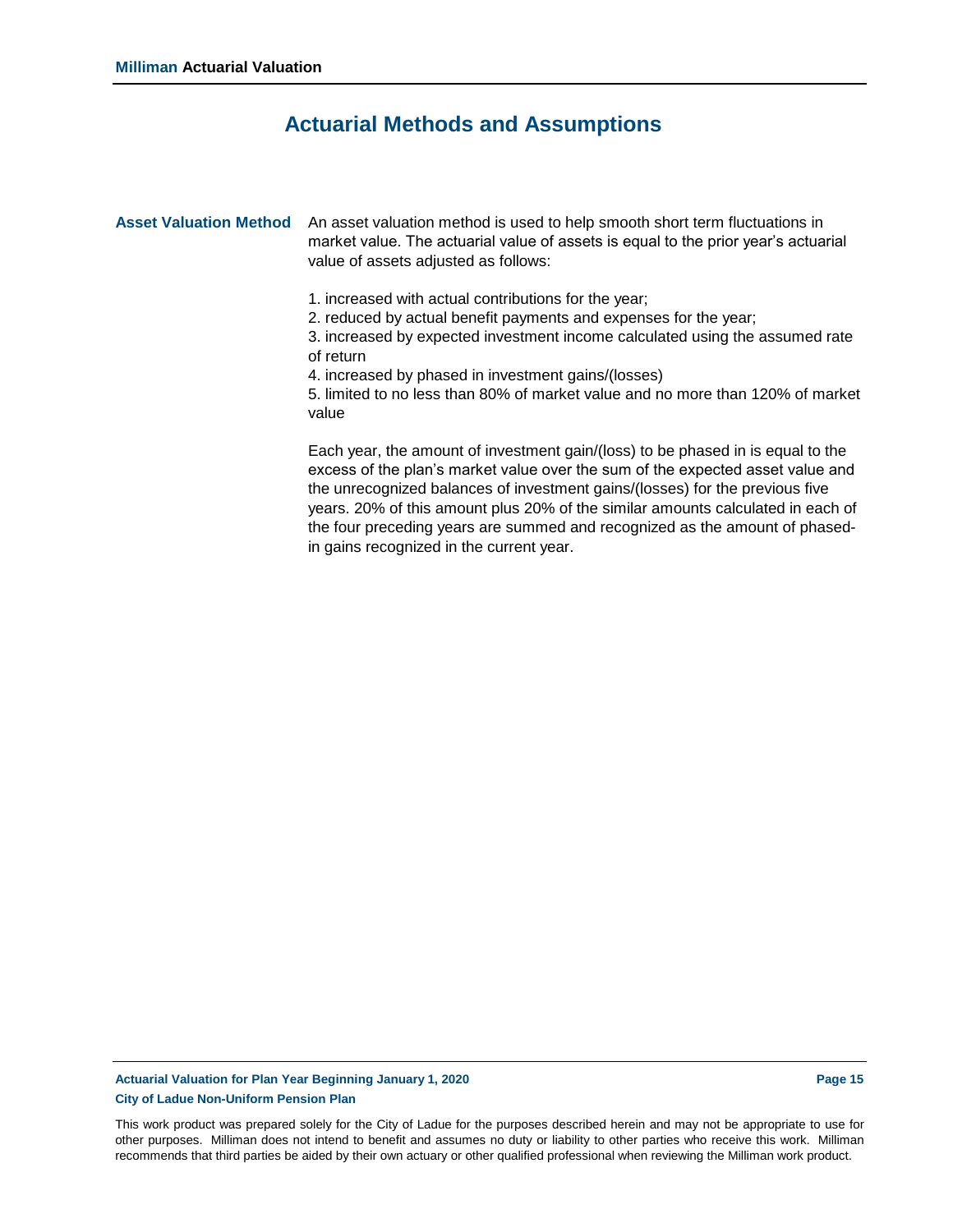# Actuarial Methods and Assumptions

**Asset Valuation Method**

An asset valuation method is used to help smooth short term fluctuations in market value. The actuarial value of assets is equal to the prior year's actuarial value of assets adjusted as follows:

1. increased with actual contributions for the year;
2. reduced by actual benefit payments and expenses for the year;
3. increased by expected investment income calculated using the assumed rate of return
4. increased by phased in investment gains/(losses)
5. limited to no less than 80% of market value and no more than 120% of market value

Each year, the amount of investment gain/(loss) to be phased in is equal to the excess of the plan's market value over the sum of the expected asset value and the unrecognized balances of investment gains/(losses) for the previous five years. 20% of this amount plus 20% of the similar amounts calculated in each of the four preceding years are summed and recognized as the amount of phased-in gains recognized in the current year.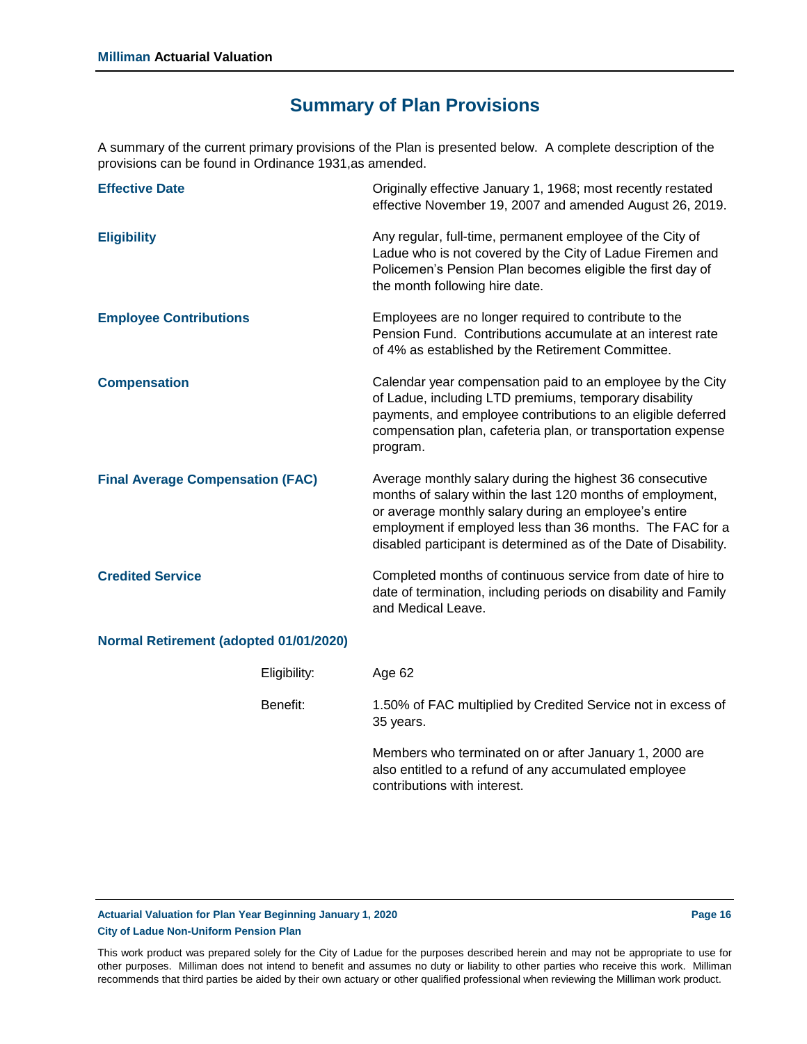## Summary of Plan Provisions

A summary of the current primary provisions of the Plan is presented below. A complete description of the provisions can be found in Ordinance 1931,as amended.

**Effective Date**

Originally effective January 1, 1968; most recently restated effective November 19, 2007 and amended August 26, 2019.

**Eligibility**

Any regular, full-time, permanent employee of the City of Ladue who is not covered by the City of Ladue Firemen and Policemen's Pension Plan becomes eligible the first day of the month following hire date.

**Employee Contributions**

Employees are no longer required to contribute to the Pension Fund. Contributions accumulate at an interest rate of 4% as established by the Retirement Committee.

**Compensation**

Calendar year compensation paid to an employee by the City of Ladue, including LTD premiums, temporary disability payments, and employee contributions to an eligible deferred compensation plan, cafeteria plan, or transportation expense program.

**Final Average Compensation (FAC)**

Average monthly salary during the highest 36 consecutive months of salary within the last 120 months of employment, or average monthly salary during an employee's entire employment if employed less than 36 months. The FAC for a disabled participant is determined as of the Date of Disability.

**Credited Service**

Completed months of continuous service from date of hire to date of termination, including periods on disability and Family and Medical Leave.

**Normal Retirement (adopted 01/01/2020)**

Eligibility: Age 62

Benefit: 1.50% of FAC multiplied by Credited Service not in excess of 35 years.

Members who terminated on or after January 1, 2000 are also entitled to a refund of any accumulated employee contributions with interest.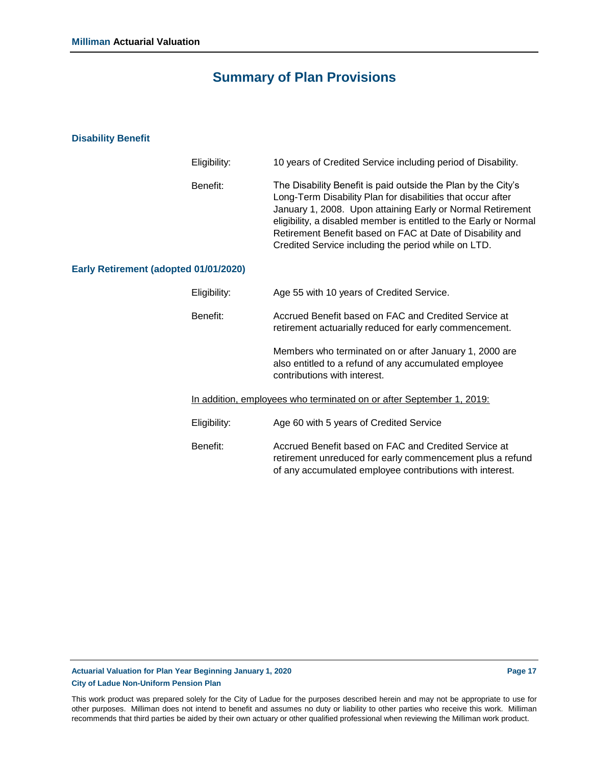## Summary of Plan Provisions

### Disability Benefit

Eligibility: 10 years of Credited Service including period of Disability.

Benefit: The Disability Benefit is paid outside the Plan by the City's Long-Term Disability Plan for disabilities that occur after January 1, 2008. Upon attaining Early or Normal Retirement eligibility, a disabled member is entitled to the Early or Normal Retirement Benefit based on FAC at Date of Disability and Credited Service including the period while on LTD.

### Early Retirement (adopted 01/01/2020)

Eligibility: Age 55 with 10 years of Credited Service.

Benefit: Accrued Benefit based on FAC and Credited Service at retirement actuarially reduced for early commencement.

Members who terminated on or after January 1, 2000 are also entitled to a refund of any accumulated employee contributions with interest.

In addition, employees who terminated on or after September 1, 2019:

Eligibility: Age 60 with 5 years of Credited Service

Benefit: Accrued Benefit based on FAC and Credited Service at retirement unreduced for early commencement plus a refund of any accumulated employee contributions with interest.

This work product was prepared solely for the City of Ladue for the purposes described herein and may not be appropriate to use for other purposes. Milliman does not intend to benefit and assumes no duty or liability to other parties who receive this work. Milliman recommends that third parties be aided by their own actuary or other qualified professional when reviewing the Milliman work product.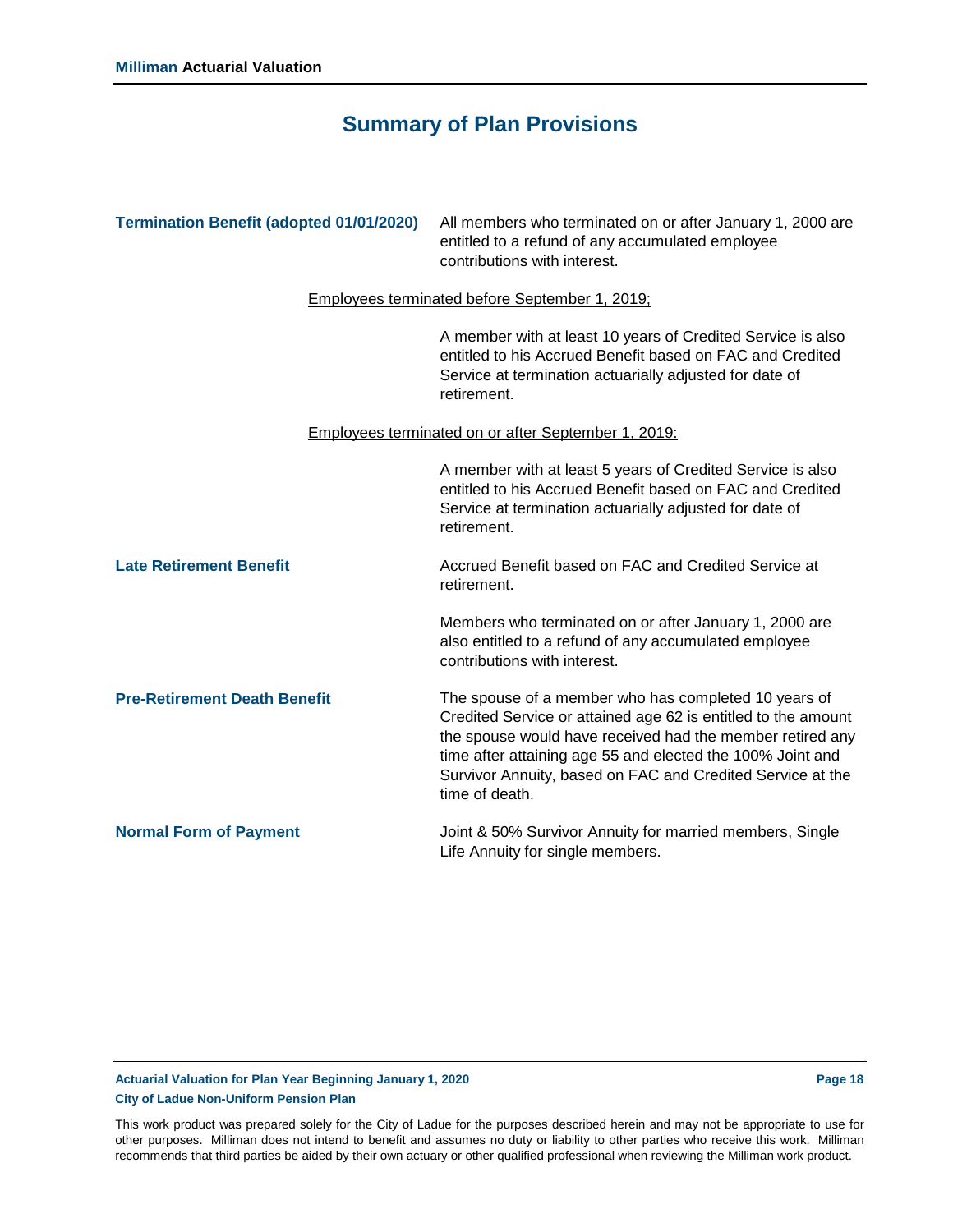## Summary of Plan Provisions

**Termination Benefit (adopted 01/01/2020)**

All members who terminated on or after January 1, 2000 are entitled to a refund of any accumulated employee contributions with interest.

Employees terminated before September 1, 2019;

A member with at least 10 years of Credited Service is also entitled to his Accrued Benefit based on FAC and Credited Service at termination actuarially adjusted for date of retirement.

Employees terminated on or after September 1, 2019:

A member with at least 5 years of Credited Service is also entitled to his Accrued Benefit based on FAC and Credited Service at termination actuarially adjusted for date of retirement.

**Late Retirement Benefit**

Accrued Benefit based on FAC and Credited Service at retirement.

Members who terminated on or after January 1, 2000 are also entitled to a refund of any accumulated employee contributions with interest.

**Pre-Retirement Death Benefit**

The spouse of a member who has completed 10 years of Credited Service or attained age 62 is entitled to the amount the spouse would have received had the member retired any time after attaining age 55 and elected the 100% Joint and Survivor Annuity, based on FAC and Credited Service at the time of death.

**Normal Form of Payment**

Joint & 50% Survivor Annuity for married members, Single Life Annuity for single members.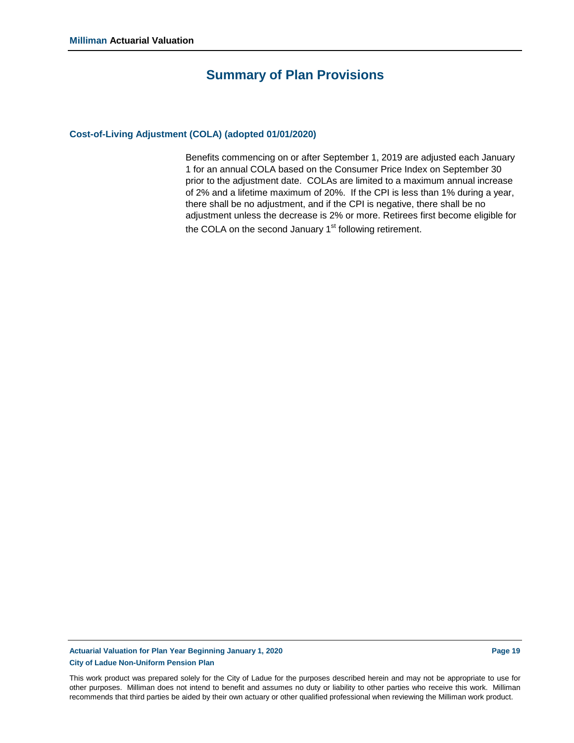# Summary of Plan Provisions

### Cost-of-Living Adjustment (COLA) (adopted 01/01/2020)

Benefits commencing on or after September 1, 2019 are adjusted each January 1 for an annual COLA based on the Consumer Price Index on September 30 prior to the adjustment date. COLAs are limited to a maximum annual increase of 2% and a lifetime maximum of 20%. If the CPI is less than 1% during a year, there shall be no adjustment, and if the CPI is negative, there shall be no adjustment unless the decrease is 2% or more. Retirees first become eligible for the COLA on the second January 1st following retirement.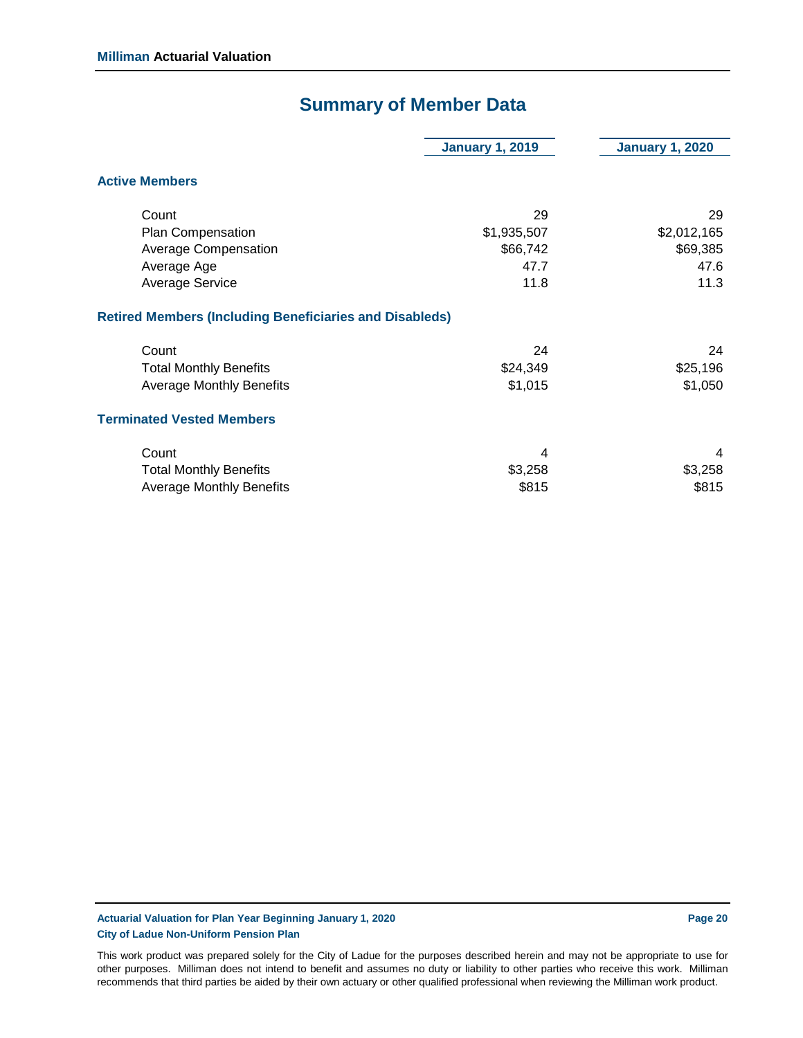# Summary of Member Data

| | January 1, 2019 | January 1, 2020 |
|---|---|---|
| **Active Members** | | |
| Count | 29 | 29 |
| Plan Compensation | $1,935,507 | $2,012,165 |
| Average Compensation | $66,742 | $69,385 |
| Average Age | 47.7 | 47.6 |
| Average Service | 11.8 | 11.3 |
| **Retired Members (Including Beneficiaries and Disableds)** | | |
| Count | 24 | 24 |
| Total Monthly Benefits | $24,349 | $25,196 |
| Average Monthly Benefits | $1,015 | $1,050 |
| **Terminated Vested Members** | | |
| Count | 4 | 4 |
| Total Monthly Benefits | $3,258 | $3,258 |
| Average Monthly Benefits | $815 | $815 |

This work product was prepared solely for the City of Ladue for the purposes described herein and may not be appropriate to use for other purposes. Milliman does not intend to benefit and assumes no duty or liability to other parties who receive this work. Milliman recommends that third parties be aided by their own actuary or other qualified professional when reviewing the Milliman work product.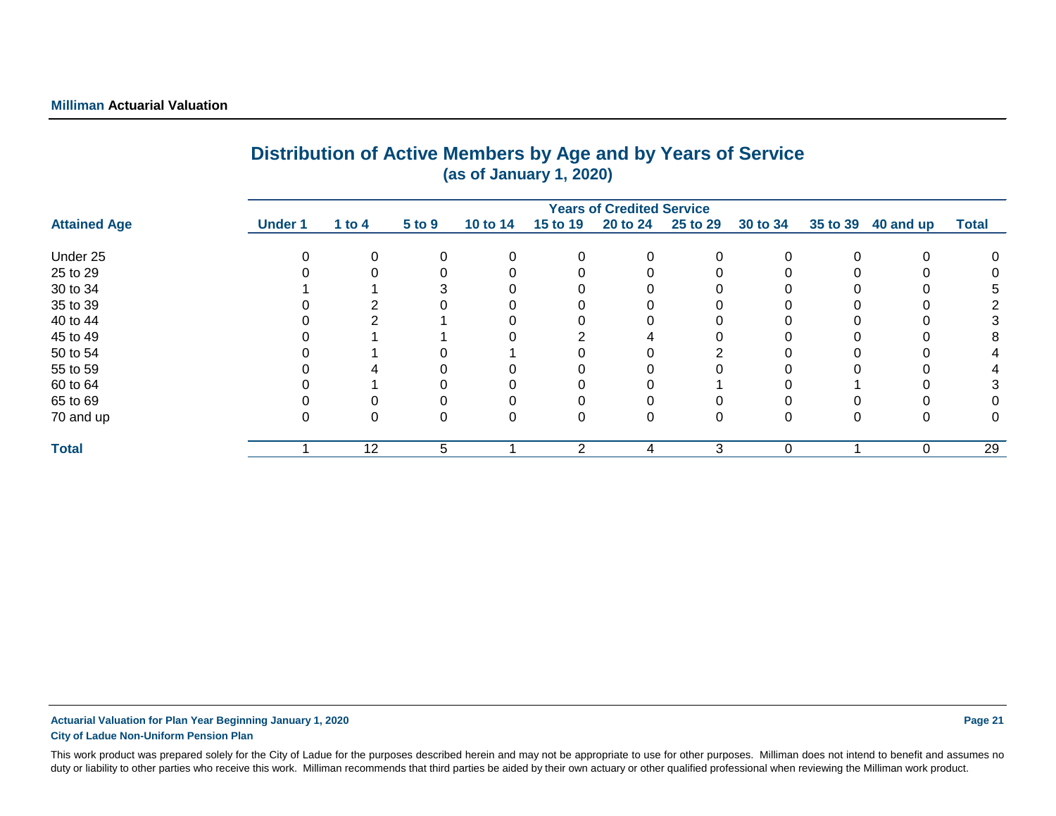## Distribution of Active Members by Age and by Years of Service
### (as of January 1, 2020)

| Attained Age | Years of Credited Service | | | | | | | | | | |
|---|---|---|---|---|---|---|---|---|---|---|---|
| | Under 1 | 1 to 4 | 5 to 9 | 10 to 14 | 15 to 19 | 20 to 24 | 25 to 29 | 30 to 34 | 35 to 39 | 40 and up | Total |
| Under 25 | 0 | 0 | 0 | 0 | 0 | 0 | 0 | 0 | 0 | 0 | 0 |
| 25 to 29 | 0 | 0 | 0 | 0 | 0 | 0 | 0 | 0 | 0 | 0 | 0 |
| 30 to 34 | 1 | 1 | 3 | 0 | 0 | 0 | 0 | 0 | 0 | 0 | 5 |
| 35 to 39 | 0 | 2 | 0 | 0 | 0 | 0 | 0 | 0 | 0 | 0 | 2 |
| 40 to 44 | 0 | 2 | 1 | 0 | 0 | 0 | 0 | 0 | 0 | 0 | 3 |
| 45 to 49 | 0 | 1 | 1 | 0 | 2 | 4 | 0 | 0 | 0 | 0 | 8 |
| 50 to 54 | 0 | 1 | 0 | 1 | 0 | 0 | 2 | 0 | 0 | 0 | 4 |
| 55 to 59 | 0 | 4 | 0 | 0 | 0 | 0 | 0 | 0 | 0 | 0 | 4 |
| 60 to 64 | 0 | 1 | 0 | 0 | 0 | 0 | 1 | 0 | 1 | 0 | 3 |
| 65 to 69 | 0 | 0 | 0 | 0 | 0 | 0 | 0 | 0 | 0 | 0 | 0 |
| 70 and up | 0 | 0 | 0 | 0 | 0 | 0 | 0 | 0 | 0 | 0 | 0 |
| **Total** | 1 | 12 | 5 | 1 | 2 | 4 | 3 | 0 | 1 | 0 | 29 |

This work product was prepared solely for the City of Ladue for the purposes described herein and may not be appropriate to use for other purposes. Milliman does not intend to benefit and assumes no duty or liability to other parties who receive this work. Milliman recommends that third parties be aided by their own actuary or other qualified professional when reviewing the Milliman work product.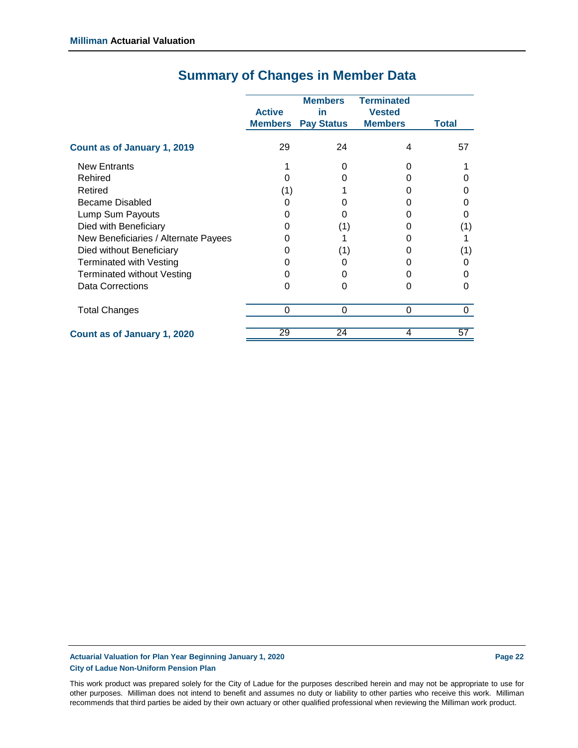## Summary of Changes in Member Data

| | Active Members | Members in Pay Status | Terminated Vested Members | Total |
|---|---|---|---|---|
| **Count as of January 1, 2019** | 29 | 24 | 4 | 57 |
| New Entrants | 1 | 0 | 0 | 1 |
| Rehired | 0 | 0 | 0 | 0 |
| Retired | (1) | 1 | 0 | 0 |
| Became Disabled | 0 | 0 | 0 | 0 |
| Lump Sum Payouts | 0 | 0 | 0 | 0 |
| Died with Beneficiary | 0 | (1) | 0 | (1) |
| New Beneficiaries / Alternate Payees | 0 | 1 | 0 | 1 |
| Died without Beneficiary | 0 | (1) | 0 | (1) |
| Terminated with Vesting | 0 | 0 | 0 | 0 |
| Terminated without Vesting | 0 | 0 | 0 | 0 |
| Data Corrections | 0 | 0 | 0 | 0 |
| Total Changes | 0 | 0 | 0 | 0 |
| **Count as of January 1, 2020** | 29 | 24 | 4 | 57 |

This work product was prepared solely for the City of Ladue for the purposes described herein and may not be appropriate to use for other purposes. Milliman does not intend to benefit and assumes no duty or liability to other parties who receive this work. Milliman recommends that third parties be aided by their own actuary or other qualified professional when reviewing the Milliman work product.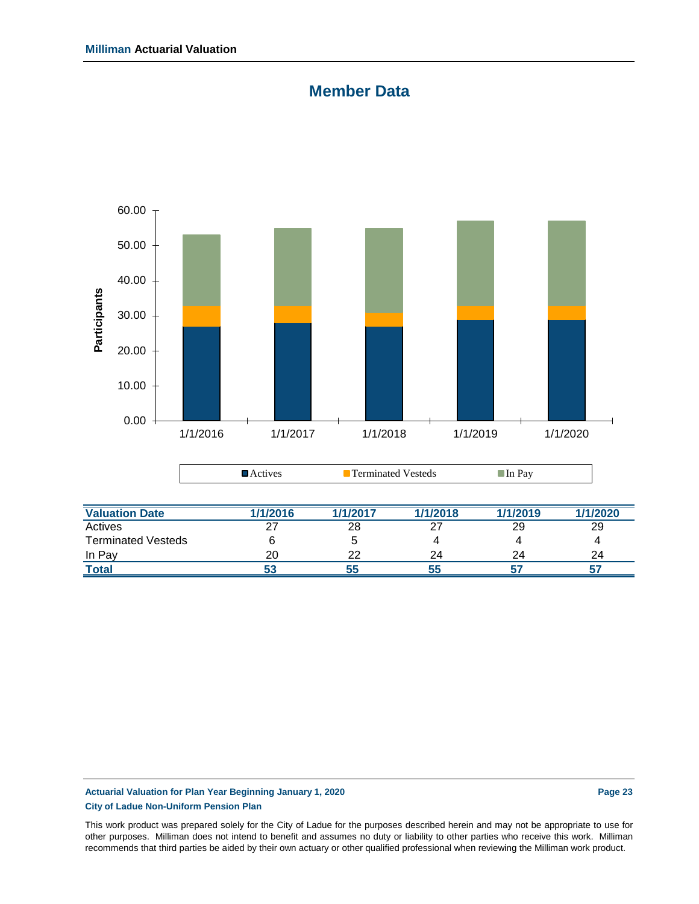# Member Data

| Valuation Date | 1/1/2016 | 1/1/2017 | 1/1/2018 | 1/1/2019 | 1/1/2020 |
|---|---|---|---|---|---|
| Actives | 27 | 28 | 27 | 29 | 29 |
| Terminated Vesteds | 6 | 5 | 4 | 4 | 4 |
| In Pay | 20 | 22 | 24 | 24 | 24 |
| **Total** | **53** | **55** | **55** | **57** | **57** |

This work product was prepared solely for the City of Ladue for the purposes described herein and may not be appropriate to use for other purposes. Milliman does not intend to benefit and assumes no duty or liability to other parties who receive this work. Milliman recommends that third parties be aided by their own actuary or other qualified professional when reviewing the Milliman work product.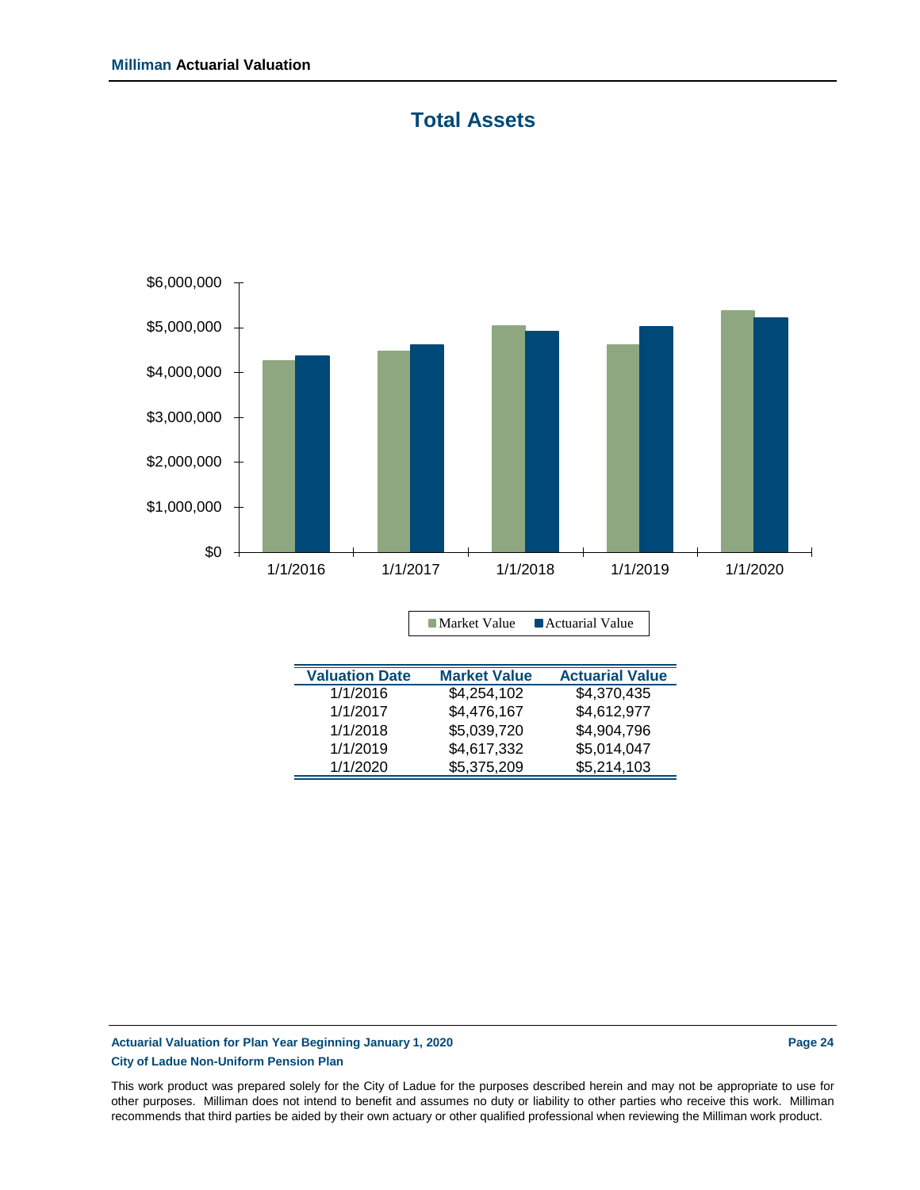# Total Assets

| Valuation Date | Market Value | Actuarial Value |
|---|---|---|
| 1/1/2016 | $4,254,102 | $4,370,435 |
| 1/1/2017 | $4,476,167 | $4,612,977 |
| 1/1/2018 | $5,039,720 | $4,904,796 |
| 1/1/2019 | $4,617,332 | $5,014,047 |
| 1/1/2020 | $5,375,209 | $5,214,103 |

This work product was prepared solely for the City of Ladue for the purposes described herein and may not be appropriate to use for other purposes. Milliman does not intend to benefit and assumes no duty or liability to other parties who receive this work. Milliman recommends that third parties be aided by their own actuary or other qualified professional when reviewing the Milliman work product.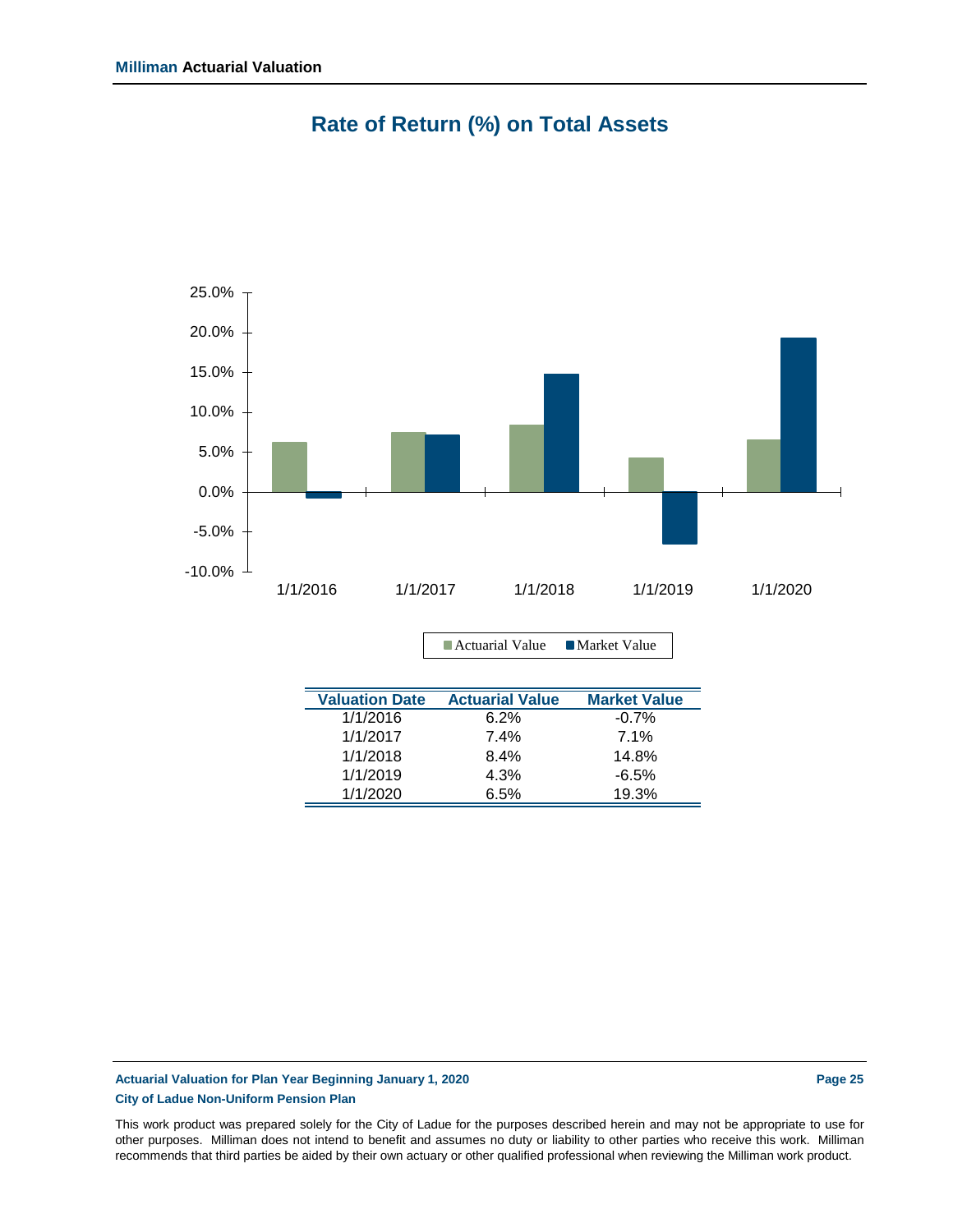# Rate of Return (%) on Total Assets

| Valuation Date | Actuarial Value | Market Value |
|---|---|---|
| 1/1/2016 | 6.2% | -0.7% |
| 1/1/2017 | 7.4% | 7.1% |
| 1/1/2018 | 8.4% | 14.8% |
| 1/1/2019 | 4.3% | -6.5% |
| 1/1/2020 | 6.5% | 19.3% |

This work product was prepared solely for the City of Ladue for the purposes described herein and may not be appropriate to use for other purposes. Milliman does not intend to benefit and assumes no duty or liability to other parties who receive this work. Milliman recommends that third parties be aided by their own actuary or other qualified professional when reviewing the Milliman work product.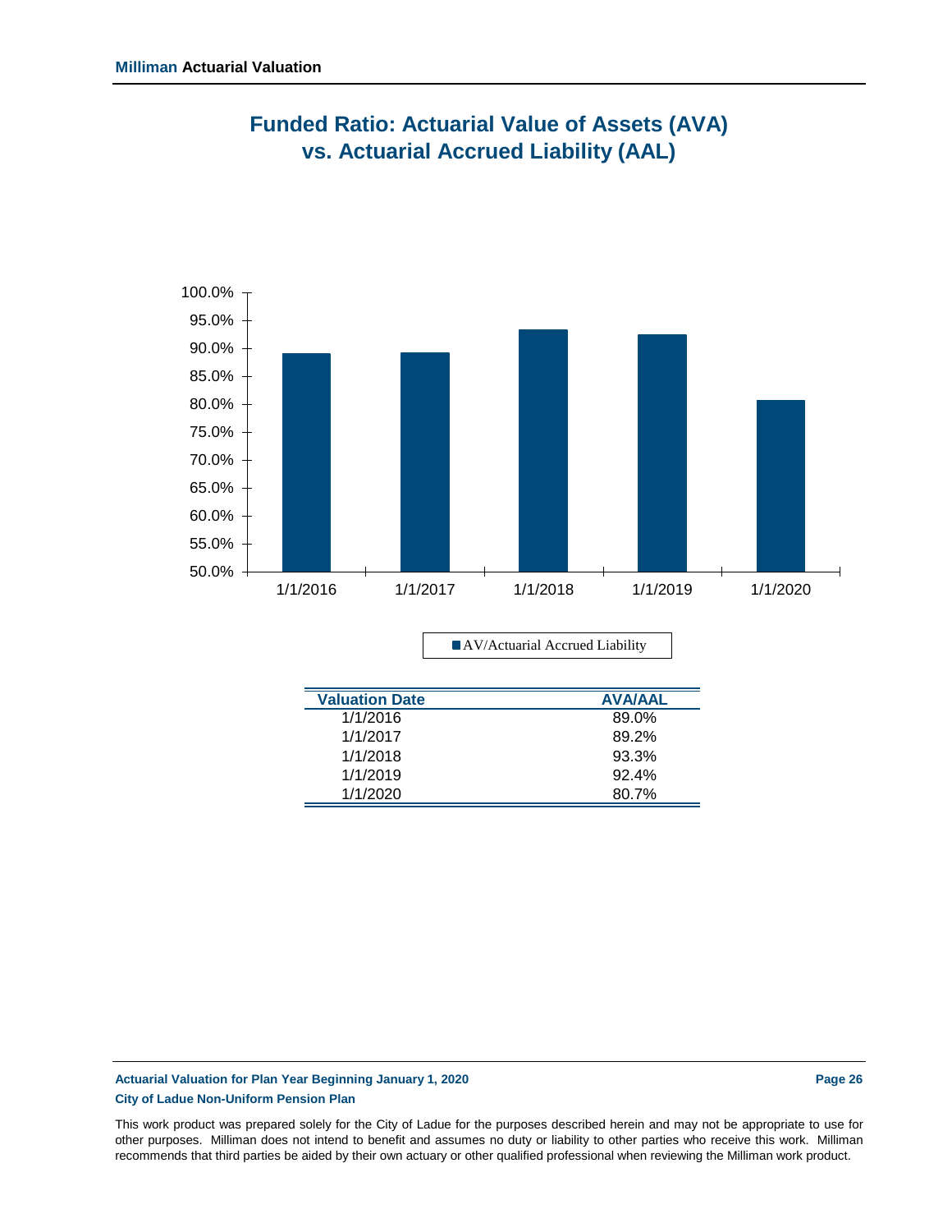# Funded Ratio: Actuarial Value of Assets (AVA) vs. Actuarial Accrued Liability (AAL)

| Valuation Date | AVA/AAL |
|---|---|
| 1/1/2016 | 89.0% |
| 1/1/2017 | 89.2% |
| 1/1/2018 | 93.3% |
| 1/1/2019 | 92.4% |
| 1/1/2020 | 80.7% |

This work product was prepared solely for the City of Ladue for the purposes described herein and may not be appropriate to use for other purposes. Milliman does not intend to benefit and assumes no duty or liability to other parties who receive this work. Milliman recommends that third parties be aided by their own actuary or other qualified professional when reviewing the Milliman work product.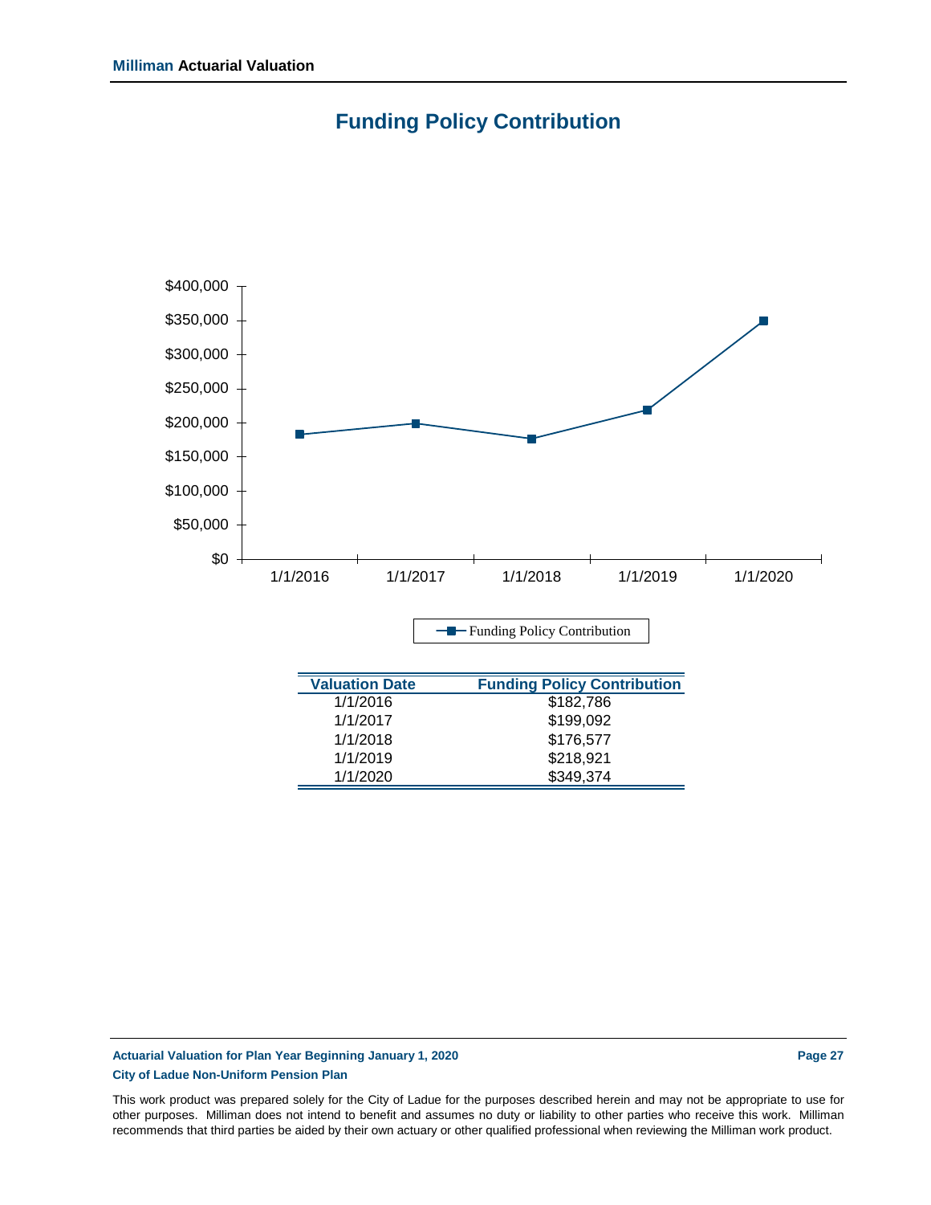# Funding Policy Contribution

| Valuation Date | Funding Policy Contribution |
|---|---|
| 1/1/2016 | $182,786 |
| 1/1/2017 | $199,092 |
| 1/1/2018 | $176,577 |
| 1/1/2019 | $218,921 |
| 1/1/2020 | $349,374 |

This work product was prepared solely for the City of Ladue for the purposes described herein and may not be appropriate to use for other purposes. Milliman does not intend to benefit and assumes no duty or liability to other parties who receive this work. Milliman recommends that third parties be aided by their own actuary or other qualified professional when reviewing the Milliman work product.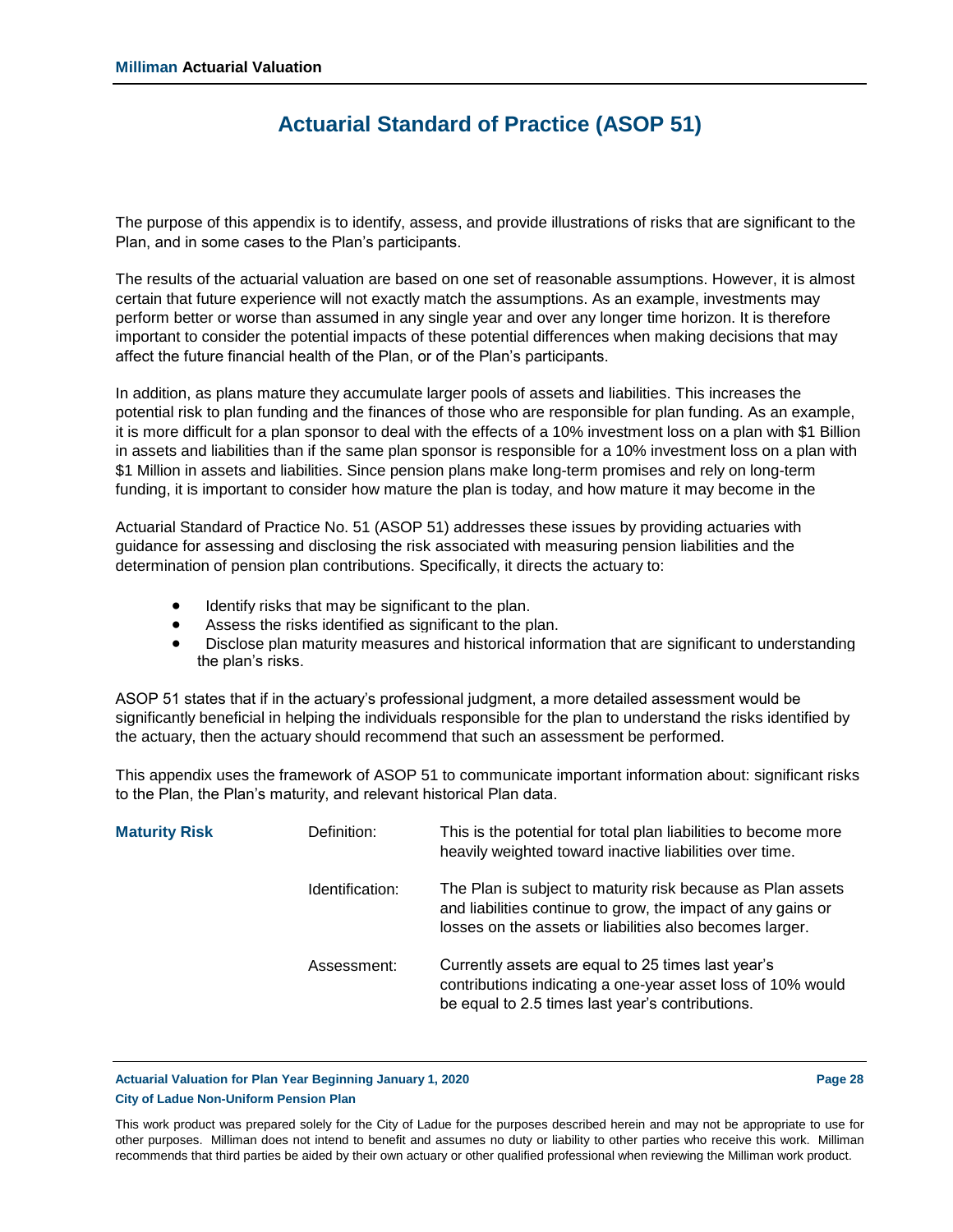# Actuarial Standard of Practice (ASOP 51)

The purpose of this appendix is to identify, assess, and provide illustrations of risks that are significant to the Plan, and in some cases to the Plan's participants.

The results of the actuarial valuation are based on one set of reasonable assumptions. However, it is almost certain that future experience will not exactly match the assumptions. As an example, investments may perform better or worse than assumed in any single year and over any longer time horizon. It is therefore important to consider the potential impacts of these potential differences when making decisions that may affect the future financial health of the Plan, or of the Plan's participants.

In addition, as plans mature they accumulate larger pools of assets and liabilities. This increases the potential risk to plan funding and the finances of those who are responsible for plan funding. As an example, it is more difficult for a plan sponsor to deal with the effects of a 10% investment loss on a plan with $1 Billion in assets and liabilities than if the same plan sponsor is responsible for a 10% investment loss on a plan with $1 Million in assets and liabilities. Since pension plans make long-term promises and rely on long-term funding, it is important to consider how mature the plan is today, and how mature it may become in the

Actuarial Standard of Practice No. 51 (ASOP 51) addresses these issues by providing actuaries with guidance for assessing and disclosing the risk associated with measuring pension liabilities and the determination of pension plan contributions. Specifically, it directs the actuary to:

- Identify risks that may be significant to the plan.
- Assess the risks identified as significant to the plan.
- Disclose plan maturity measures and historical information that are significant to understanding the plan's risks.

ASOP 51 states that if in the actuary's professional judgment, a more detailed assessment would be significantly beneficial in helping the individuals responsible for the plan to understand the risks identified by the actuary, then the actuary should recommend that such an assessment be performed.

This appendix uses the framework of ASOP 51 to communicate important information about: significant risks to the Plan, the Plan's maturity, and relevant historical Plan data.

| | | |
|---|---|---|
| **Maturity Risk** | Definition: | This is the potential for total plan liabilities to become more heavily weighted toward inactive liabilities over time. |
| | Identification: | The Plan is subject to maturity risk because as Plan assets and liabilities continue to grow, the impact of any gains or losses on the assets or liabilities also becomes larger. |
| | Assessment: | Currently assets are equal to 25 times last year's contributions indicating a one-year asset loss of 10% would be equal to 2.5 times last year's contributions. |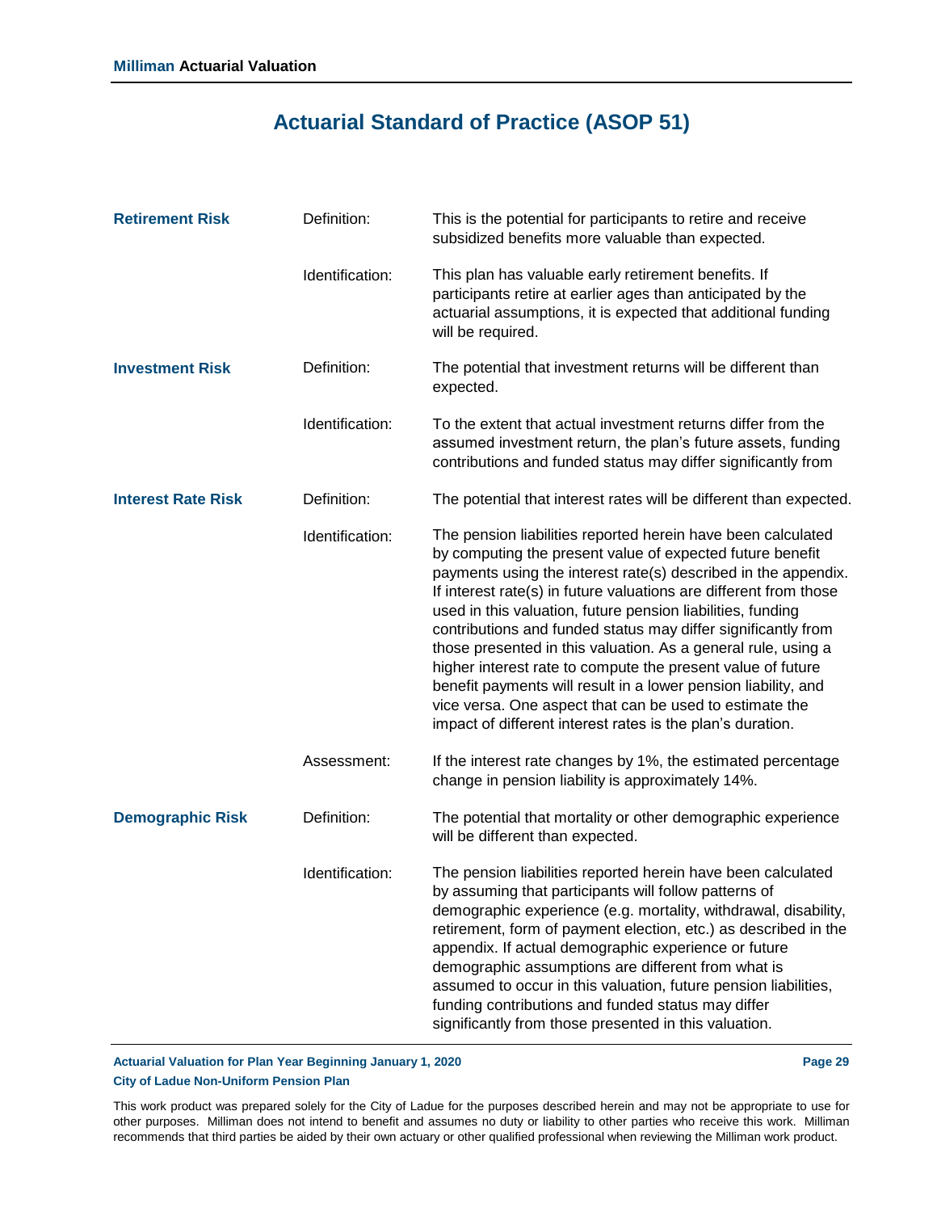# Actuarial Standard of Practice (ASOP 51)

| | | |
|---|---|---|
| **Retirement Risk** | Definition: | This is the potential for participants to retire and receive subsidized benefits more valuable than expected. |
| | Identification: | This plan has valuable early retirement benefits. If participants retire at earlier ages than anticipated by the actuarial assumptions, it is expected that additional funding will be required. |
| **Investment Risk** | Definition: | The potential that investment returns will be different than expected. |
| | Identification: | To the extent that actual investment returns differ from the assumed investment return, the plan's future assets, funding contributions and funded status may differ significantly from |
| **Interest Rate Risk** | Definition: | The potential that interest rates will be different than expected. |
| | Identification: | The pension liabilities reported herein have been calculated by computing the present value of expected future benefit payments using the interest rate(s) described in the appendix. If interest rate(s) in future valuations are different from those used in this valuation, future pension liabilities, funding contributions and funded status may differ significantly from those presented in this valuation. As a general rule, using a higher interest rate to compute the present value of future benefit payments will result in a lower pension liability, and vice versa. One aspect that can be used to estimate the impact of different interest rates is the plan's duration. |
| | Assessment: | If the interest rate changes by 1%, the estimated percentage change in pension liability is approximately 14%. |
| **Demographic Risk** | Definition: | The potential that mortality or other demographic experience will be different than expected. |
| | Identification: | The pension liabilities reported herein have been calculated by assuming that participants will follow patterns of demographic experience (e.g. mortality, withdrawal, disability, retirement, form of payment election, etc.) as described in the appendix. If actual demographic experience or future demographic assumptions are different from what is assumed to occur in this valuation, future pension liabilities, funding contributions and funded status may differ significantly from those presented in this valuation. |

This work product was prepared solely for the City of Ladue for the purposes described herein and may not be appropriate to use for other purposes. Milliman does not intend to benefit and assumes no duty or liability to other parties who receive this work. Milliman recommends that third parties be aided by their own actuary or other qualified professional when reviewing the Milliman work product.